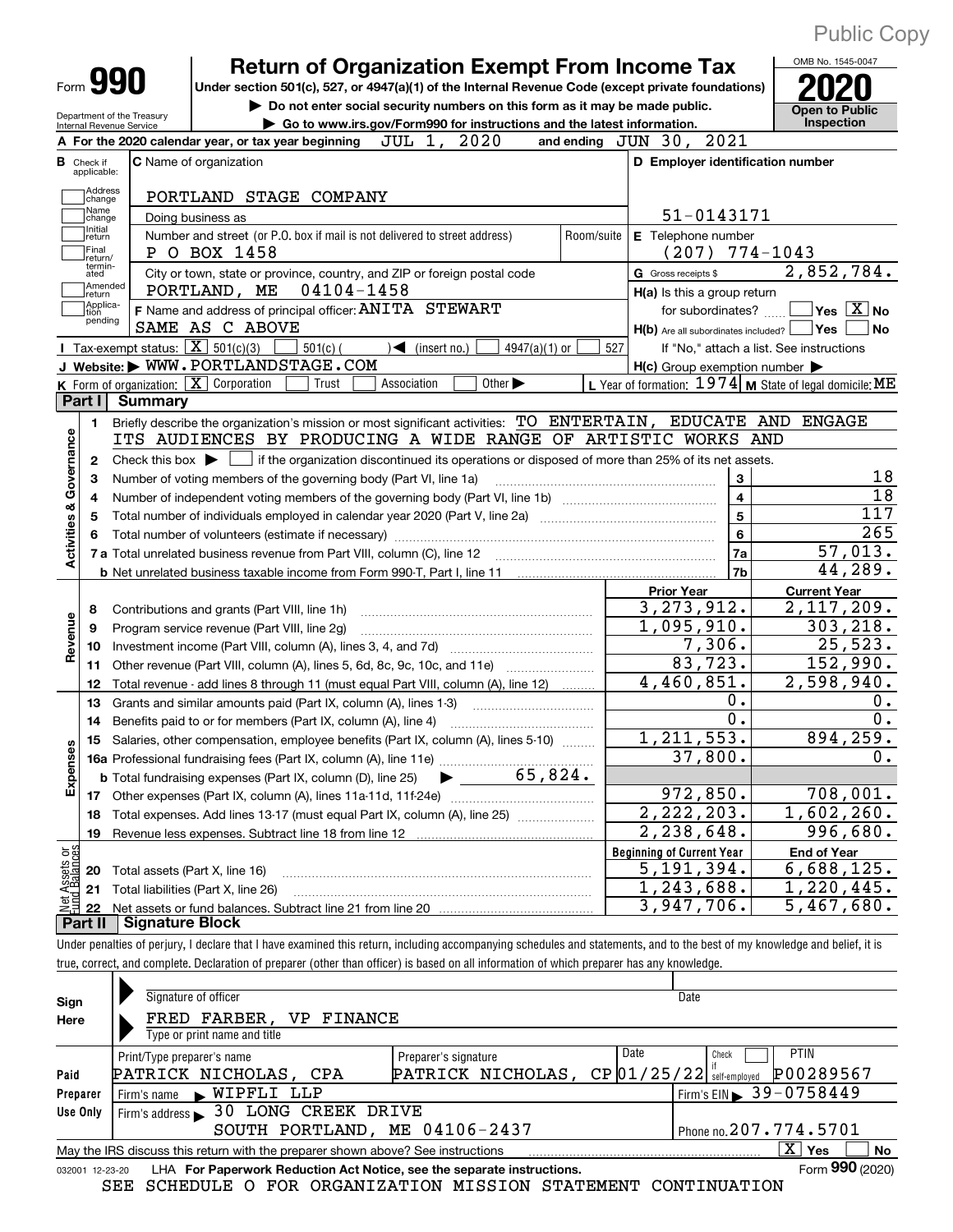Public Copy

Form **990**

# Return of Organization Exempt From Income Tax

**Under section 501(c), 527, or 4947(a)(1) of the Internal Revenue Code (except private foundations)**

▶ Do not enter social security numbers on this form as it may be made public.

▶ Go to www.irs.gov/Form990 for instructions and the latest information.

Department of the Treasury
Internal Revenue Service

OMB No. 1545-0047

**2020**

**Open to Public Inspection**

**A** For the 2020 calendar year, or tax year beginning JUL 1, 2020 and ending JUN 30, 2021

| | | |
|---|---|---|
| **B** Check if applicable: Address change, Name change, Initial return, Final return/terminated, Amended return, Application pending | **C** Name of organization: PORTLAND STAGE COMPANY<br>Doing business as<br>Number and street (or P.O. box if mail is not delivered to street address): P O BOX 1458 Room/suite<br>City or town, state or province, country, and ZIP or foreign postal code: PORTLAND, ME 04104-1458 | **D** Employer identification number: 51-0143171<br>**E** Telephone number: (207) 774-1043<br>**G** Gross receipts $ 2,852,784. |
| | **F** Name and address of principal officer: ANITA STEWART<br>SAME AS C ABOVE | **H(a)** Is this a group return for subordinates? ☐ Yes ☒ No<br>**H(b)** Are all subordinates included? ☐ Yes ☐ No<br>If "No," attach a list. See instructions |
| **I** Tax-exempt status: ☒ 501(c)(3) ☐ 501(c) ( ) ◀ (insert no.) ☐ 4947(a)(1) or ☐ 527 | | |
| **J** Website: ▶ WWW.PORTLANDSTAGE.COM | | **H(c)** Group exemption number ▶ |
| **K** Form of organization: ☒ Corporation ☐ Trust ☐ Association ☐ Other ▶ | | **L** Year of formation: 1974 **M** State of legal domicile: ME |

## Part I Summary

**Activities & Governance**

1 Briefly describe the organization's mission or most significant activities: TO ENTERTAIN, EDUCATE AND ENGAGE ITS AUDIENCES BY PRODUCING A WIDE RANGE OF ARTISTIC WORKS AND

2 Check this box ▶ ☐ if the organization discontinued its operations or disposed of more than 25% of its net assets.

| | | | |
|---|---|---|---|
| 3 | Number of voting members of the governing body (Part VI, line 1a) | 3 | 18 |
| 4 | Number of independent voting members of the governing body (Part VI, line 1b) | 4 | 18 |
| 5 | Total number of individuals employed in calendar year 2020 (Part V, line 2a) | 5 | 117 |
| 6 | Total number of volunteers (estimate if necessary) | 6 | 265 |
| 7a | Total unrelated business revenue from Part VIII, column (C), line 12 | 7a | 57,013. |
| b | Net unrelated business taxable income from Form 990-T, Part I, line 11 | 7b | 44,289. |

| | | Prior Year | Current Year |
|---|---|---|---|
| **Revenue** | | | |
| 8 | Contributions and grants (Part VIII, line 1h) | 3,273,912. | 2,117,209. |
| 9 | Program service revenue (Part VIII, line 2g) | 1,095,910. | 303,218. |
| 10 | Investment income (Part VIII, column (A), lines 3, 4, and 7d) | 7,306. | 25,523. |
| 11 | Other revenue (Part VIII, column (A), lines 5, 6d, 8c, 9c, 10c, and 11e) | 83,723. | 152,990. |
| 12 | Total revenue - add lines 8 through 11 (must equal Part VIII, column (A), line 12) | 4,460,851. | 2,598,940. |
| **Expenses** | | | |
| 13 | Grants and similar amounts paid (Part IX, column (A), lines 1-3) | 0. | 0. |
| 14 | Benefits paid to or for members (Part IX, column (A), line 4) | 0. | 0. |
| 15 | Salaries, other compensation, employee benefits (Part IX, column (A), lines 5-10) | 1,211,553. | 894,259. |
| 16a | Professional fundraising fees (Part IX, column (A), line 11e) | 37,800. | 0. |
| b | Total fundraising expenses (Part IX, column (D), line 25) ▶ 65,824. | | |
| 17 | Other expenses (Part IX, column (A), lines 11a-11d, 11f-24e) | 972,850. | 708,001. |
| 18 | Total expenses. Add lines 13-17 (must equal Part IX, column (A), line 25) | 2,222,203. | 1,602,260. |
| 19 | Revenue less expenses. Subtract line 18 from line 12 | 2,238,648. | 996,680. |
| **Net Assets or Fund Balances** | | **Beginning of Current Year** | **End of Year** |
| 20 | Total assets (Part X, line 16) | 5,191,394. | 6,688,125. |
| 21 | Total liabilities (Part X, line 26) | 1,243,688. | 1,220,445. |
| 22 | Net assets or fund balances. Subtract line 21 from line 20 | 3,947,706. | 5,467,680. |

## Part II Signature Block

Under penalties of perjury, I declare that I have examined this return, including accompanying schedules and statements, and to the best of my knowledge and belief, it is true, correct, and complete. Declaration of preparer (other than officer) is based on all information of which preparer has any knowledge.

| | | | |
|---|---|---|---|
| **Sign Here** | Signature of officer | | Date |
| | FRED FARBER, VP FINANCE<br>Type or print name and title | | |
| **Paid Preparer Use Only** | Print/Type preparer's name: PATRICK NICHOLAS, CPA | Preparer's signature: PATRICK NICHOLAS, CP | Date: 01/25/22 Check ☐ if self-employed PTIN: P00289567 |
| | Firm's name ▶ WIPFLI LLP | | Firm's EIN ▶ 39-0758449 |
| | Firm's address ▶ 30 LONG CREEK DRIVE, SOUTH PORTLAND, ME 04106-2437 | | Phone no. 207.774.5701 |

May the IRS discuss this return with the preparer shown above? See instructions ☒ Yes ☐ No

032001 12-23-20 LHA **For Paperwork Reduction Act Notice, see the separate instructions.** Form **990** (2020)

SEE SCHEDULE O FOR ORGANIZATION MISSION STATEMENT CONTINUATION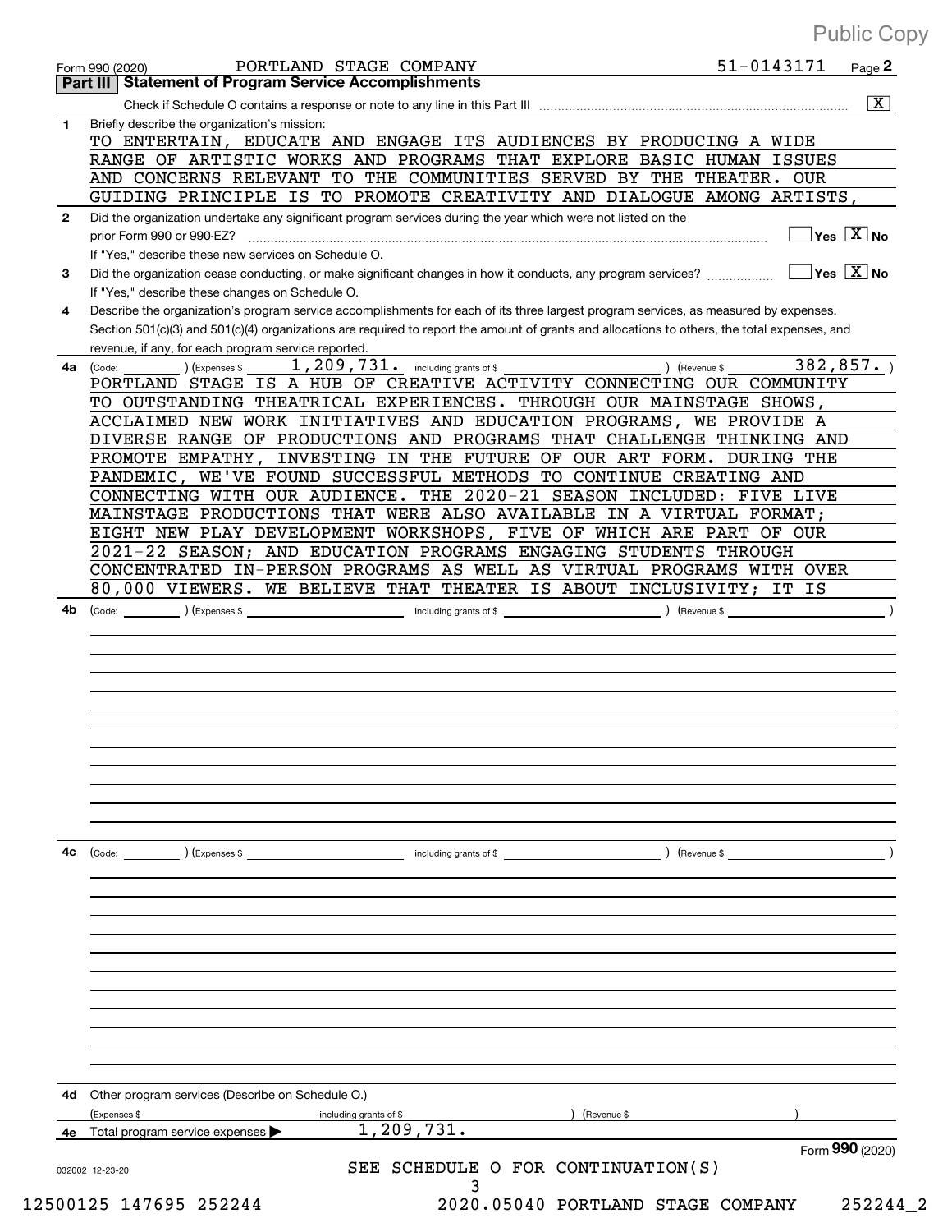Public Copy

Form 990 (2020) PORTLAND STAGE COMPANY 51-0143171 Page 2

**Part III | Statement of Program Service Accomplishments**

Check if Schedule O contains a response or note to any line in this Part III ..... [X]

**1** Briefly describe the organization's mission:

TO ENTERTAIN, EDUCATE AND ENGAGE ITS AUDIENCES BY PRODUCING A WIDE RANGE OF ARTISTIC WORKS AND PROGRAMS THAT EXPLORE BASIC HUMAN ISSUES AND CONCERNS RELEVANT TO THE COMMUNITIES SERVED BY THE THEATER. OUR GUIDING PRINCIPLE IS TO PROMOTE CREATIVITY AND DIALOGUE AMONG ARTISTS,

**2** Did the organization undertake any significant program services during the year which were not listed on the prior Form 990 or 990-EZ? ..... [ ] Yes [X] No

If "Yes," describe these new services on Schedule O.

**3** Did the organization cease conducting, or make significant changes in how it conducts, any program services? ..... [ ] Yes [X] No

If "Yes," describe these changes on Schedule O.

**4** Describe the organization's program service accomplishments for each of its three largest program services, as measured by expenses. Section 501(c)(3) and 501(c)(4) organizations are required to report the amount of grants and allocations to others, the total expenses, and revenue, if any, for each program service reported.

**4a** (Code: ) (Expenses $ 1,209,731. including grants of $ ) (Revenue $ 382,857. )

PORTLAND STAGE IS A HUB OF CREATIVE ACTIVITY CONNECTING OUR COMMUNITY TO OUTSTANDING THEATRICAL EXPERIENCES. THROUGH OUR MAINSTAGE SHOWS, ACCLAIMED NEW WORK INITIATIVES AND EDUCATION PROGRAMS, WE PROVIDE A DIVERSE RANGE OF PRODUCTIONS AND PROGRAMS THAT CHALLENGE THINKING AND PROMOTE EMPATHY, INVESTING IN THE FUTURE OF OUR ART FORM. DURING THE PANDEMIC, WE'VE FOUND SUCCESSFUL METHODS TO CONTINUE CREATING AND CONNECTING WITH OUR AUDIENCE. THE 2020-21 SEASON INCLUDED: FIVE LIVE MAINSTAGE PRODUCTIONS THAT WERE ALSO AVAILABLE IN A VIRTUAL FORMAT; EIGHT NEW PLAY DEVELOPMENT WORKSHOPS, FIVE OF WHICH ARE PART OF OUR 2021-22 SEASON; AND EDUCATION PROGRAMS ENGAGING STUDENTS THROUGH CONCENTRATED IN-PERSON PROGRAMS AS WELL AS VIRTUAL PROGRAMS WITH OVER 80,000 VIEWERS. WE BELIEVE THAT THEATER IS ABOUT INCLUSIVITY; IT IS

**4b** (Code: ) (Expenses $ including grants of $ ) (Revenue $ )

**4c** (Code: ) (Expenses $ including grants of $ ) (Revenue $ )

**4d** Other program services (Describe on Schedule O.)

(Expenses $ including grants of $ ) (Revenue $ )

**4e** Total program services expenses ▶ 1,209,731.

Form **990** (2020)

032002 12-23-20

SEE SCHEDULE O FOR CONTINUATION(S)

12500125 147695 252244 2020.05040 PORTLAND STAGE COMPANY 252244_2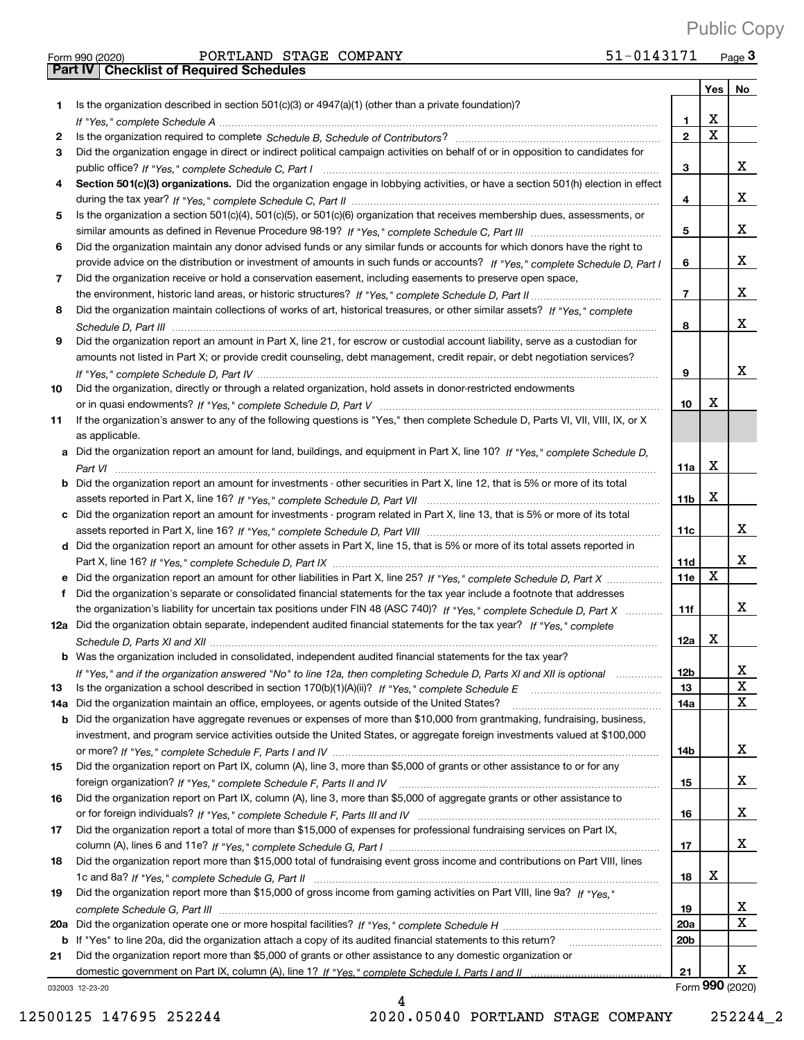Public Copy

Form 990 (2020) PORTLAND STAGE COMPANY 51-0143171 Page 3

## Part IV Checklist of Required Schedules

| | | | Yes | No |
|---|---|---|---|---|
| 1 | Is the organization described in section 501(c)(3) or 4947(a)(1) (other than a private foundation)? *If "Yes," complete Schedule A* | 1 | X | |
| 2 | Is the organization required to complete *Schedule B, Schedule of Contributors*? | 2 | X | |
| 3 | Did the organization engage in direct or indirect political campaign activities on behalf of or in opposition to candidates for public office? *If "Yes," complete Schedule C, Part I* | 3 | | X |
| 4 | **Section 501(c)(3) organizations.** Did the organization engage in lobbying activities, or have a section 501(h) election in effect during the tax year? *If "Yes," complete Schedule C, Part II* | 4 | | X |
| 5 | Is the organization a section 501(c)(4), 501(c)(5), or 501(c)(6) organization that receives membership dues, assessments, or similar amounts as defined in Revenue Procedure 98-19? *If "Yes," complete Schedule C, Part III* | 5 | | X |
| 6 | Did the organization maintain any donor advised funds or any similar funds or accounts for which donors have the right to provide advice on the distribution or investment of amounts in such funds or accounts? *If "Yes," complete Schedule D, Part I* | 6 | | X |
| 7 | Did the organization receive or hold a conservation easement, including easements to preserve open space, the environment, historic land areas, or historic structures? *If "Yes," complete Schedule D, Part II* | 7 | | X |
| 8 | Did the organization maintain collections of works of art, historical treasures, or other similar assets? *If "Yes," complete Schedule D, Part III* | 8 | | X |
| 9 | Did the organization report an amount in Part X, line 21, for escrow or custodial account liability, serve as a custodian for amounts not listed in Part X; or provide credit counseling, debt management, credit repair, or debt negotiation services? *If "Yes," complete Schedule D, Part IV* | 9 | | X |
| 10 | Did the organization, directly or through a related organization, hold assets in donor-restricted endowments or in quasi endowments? *If "Yes," complete Schedule D, Part V* | 10 | X | |
| 11 | If the organization's answer to any of the following questions is "Yes," then complete Schedule D, Parts VI, VII, VIII, IX, or X as applicable. | | | |
| a | Did the organization report an amount for land, buildings, and equipment in Part X, line 10? *If "Yes," complete Schedule D, Part VI* | 11a | X | |
| b | Did the organization report an amount for investments - other securities in Part X, line 12, that is 5% or more of its total assets reported in Part X, line 16? *If "Yes," complete Schedule D, Part VII* | 11b | X | |
| c | Did the organization report an amount for investments - program related in Part X, line 13, that is 5% or more of its total assets reported in Part X, line 16? *If "Yes," complete Schedule D, Part VIII* | 11c | | X |
| d | Did the organization report an amount for other assets in Part X, line 15, that is 5% or more of its total assets reported in Part X, line 16? *If "Yes," complete Schedule D, Part IX* | 11d | | X |
| e | Did the organization report an amount for other liabilities in Part X, line 25? *If "Yes," complete Schedule D, Part X* | 11e | X | |
| f | Did the organization's separate or consolidated financial statements for the tax year include a footnote that addresses the organization's liability for uncertain tax positions under FIN 48 (ASC 740)? *If "Yes," complete Schedule D, Part X* | 11f | | X |
| 12a | Did the organization obtain separate, independent audited financial statements for the tax year? *If "Yes," complete Schedule D, Parts XI and XII* | 12a | X | |
| b | Was the organization included in consolidated, independent audited financial statements for the tax year? *If "Yes," and if the organization answered "No" to line 12a, then completing Schedule D, Parts XI and XII is optional* | 12b | | X |
| 13 | Is the organization a school described in section 170(b)(1)(A)(ii)? *If "Yes," complete Schedule E* | 13 | | X |
| 14a | Did the organization maintain an office, employees, or agents outside of the United States? | 14a | | X |
| b | Did the organization have aggregate revenues or expenses of more than $10,000 from grantmaking, fundraising, business, investment, and program service activities outside the United States, or aggregate foreign investments valued at $100,000 or more? *If "Yes," complete Schedule F, Parts I and IV* | 14b | | X |
| 15 | Did the organization report on Part IX, column (A), line 3, more than $5,000 of grants or other assistance to or for any foreign organization? *If "Yes," complete Schedule F, Parts II and IV* | 15 | | X |
| 16 | Did the organization report on Part IX, column (A), line 3, more than $5,000 of aggregate grants or other assistance to or for foreign individuals? *If "Yes," complete Schedule F, Parts III and IV* | 16 | | X |
| 17 | Did the organization report a total of more than $15,000 of expenses for professional fundraising services on Part IX, column (A), lines 6 and 11e? *If "Yes," complete Schedule G, Part I* | 17 | | X |
| 18 | Did the organization report more than $15,000 total of fundraising event gross income and contributions on Part VIII, lines 1c and 8a? *If "Yes," complete Schedule G, Part II* | 18 | X | |
| 19 | Did the organization report more than $15,000 of gross income from gaming activities on Part VIII, line 9a? *If "Yes," complete Schedule G, Part III* | 19 | | X |
| 20a | Did the organization operate one or more hospital facilities? *If "Yes," complete Schedule H* | 20a | | X |
| b | If "Yes" to line 20a, did the organization attach a copy of its audited financial statements to this return? | 20b | | |
| 21 | Did the organization report more than $5,000 of grants or other assistance to any domestic organization or domestic government on Part IX, column (A), line 1? *If "Yes," complete Schedule I, Parts I and II* | 21 | | X |

032003 12-23-20

Form **990** (2020)

12500125 147695 252244 2020.05040 PORTLAND STAGE COMPANY 252244_2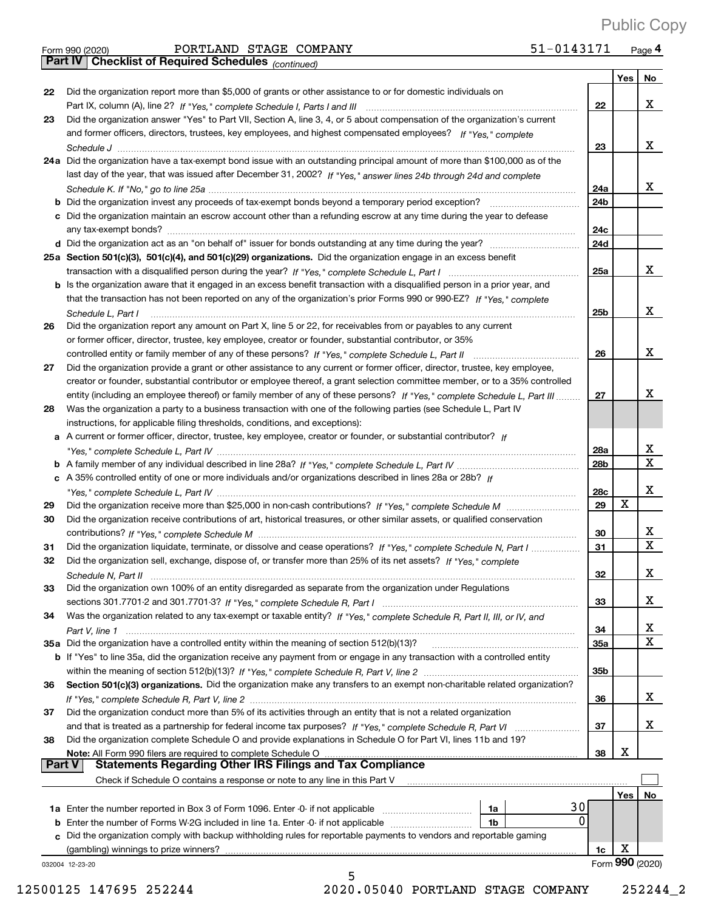Public Copy

Form 990 (2020) PORTLAND STAGE COMPANY 51-0143171 Page 4

## Part IV Checklist of Required Schedules *(continued)*

| | | | Yes | No |
|---|---|---|---|---|
| 22 | Did the organization report more than $5,000 of grants or other assistance to or for domestic individuals on Part IX, column (A), line 2? *If "Yes," complete Schedule I, Parts I and III* | 22 | | X |
| 23 | Did the organization answer "Yes" to Part VII, Section A, line 3, 4, or 5 about compensation of the organization's current and former officers, directors, trustees, key employees, and highest compensated employees? *If "Yes," complete Schedule J* | 23 | | X |
| 24a | Did the organization have a tax-exempt bond issue with an outstanding principal amount of more than $100,000 as of the last day of the year, that was issued after December 31, 2002? *If "Yes," answer lines 24b through 24d and complete Schedule K. If "No," go to line 25a* | 24a | | X |
| b | Did the organization invest any proceeds of tax-exempt bonds beyond a temporary period exception? | 24b | | |
| c | Did the organization maintain an escrow account other than a refunding escrow at any time during the year to defease any tax-exempt bonds? | 24c | | |
| d | Did the organization act as an "on behalf of" issuer for bonds outstanding at any time during the year? | 24d | | |
| 25a | **Section 501(c)(3), 501(c)(4), and 501(c)(29) organizations.** Did the organization engage in an excess benefit transaction with a disqualified person during the year? *If "Yes," complete Schedule L, Part I* | 25a | | X |
| b | Is the organization aware that it engaged in an excess benefit transaction with a disqualified person in a prior year, and that the transaction has not been reported on any of the organization's prior Forms 990 or 990-EZ? *If "Yes," complete Schedule L, Part I* | 25b | | X |
| 26 | Did the organization report any amount on Part X, line 5 or 22, for receivables from or payables to any current or former officer, director, trustee, key employee, creator or founder, substantial contributor, or 35% controlled entity or family member of any of these persons? *If "Yes," complete Schedule L, Part II* | 26 | | X |
| 27 | Did the organization provide a grant or other assistance to any current or former officer, director, trustee, key employee, creator or founder, substantial contributor or employee thereof, a grant selection committee member, or to a 35% controlled entity (including an employee thereof) or family member of any of these persons? *If "Yes," complete Schedule L, Part III* | 27 | | X |
| 28 | Was the organization a party to a business transaction with one of the following parties (see Schedule L, Part IV instructions, for applicable filing thresholds, conditions, and exceptions): | | | |
| a | A current or former officer, director, trustee, key employee, creator or founder, or substantial contributor? *If "Yes," complete Schedule L, Part IV* | 28a | | X |
| b | A family member of any individual described in line 28a? *If "Yes," complete Schedule L, Part IV* | 28b | | X |
| c | A 35% controlled entity of one or more individuals and/or organizations described in lines 28a or 28b? *If "Yes," complete Schedule L, Part IV* | 28c | | X |
| 29 | Did the organization receive more than $25,000 in non-cash contributions? *If "Yes," complete Schedule M* | 29 | X | |
| 30 | Did the organization receive contributions of art, historical treasures, or other similar assets, or qualified conservation contributions? *If "Yes," complete Schedule M* | 30 | | X |
| 31 | Did the organization liquidate, terminate, or dissolve and cease operations? *If "Yes," complete Schedule N, Part I* | 31 | | X |
| 32 | Did the organization sell, exchange, dispose of, or transfer more than 25% of its net assets? *If "Yes," complete Schedule N, Part II* | 32 | | X |
| 33 | Did the organization own 100% of an entity disregarded as separate from the organization under Regulations sections 301.7701-2 and 301.7701-3? *If "Yes," complete Schedule R, Part I* | 33 | | X |
| 34 | Was the organization related to any tax-exempt or taxable entity? *If "Yes," complete Schedule R, Part II, III, or IV, and Part V, line 1* | 34 | | X |
| 35a | Did the organization have a controlled entity within the meaning of section 512(b)(13)? | 35a | | X |
| b | If "Yes" to line 35a, did the organization receive any payment from or engage in any transaction with a controlled entity within the meaning of section 512(b)(13)? *If "Yes," complete Schedule R, Part V, line 2* | 35b | | |
| 36 | **Section 501(c)(3) organizations.** Did the organization make any transfers to an exempt non-charitable related organization? *If "Yes," complete Schedule R, Part V, line 2* | 36 | | X |
| 37 | Did the organization conduct more than 5% of its activities through an entity that is not a related organization and that is treated as a partnership for federal income tax purposes? *If "Yes," complete Schedule R, Part VI* | 37 | | X |
| 38 | Did the organization complete Schedule O and provide explanations in Schedule O for Part VI, lines 11b and 19? **Note:** All Form 990 filers are required to complete Schedule O | 38 | X | |

## Part V Statements Regarding Other IRS Filings and Tax Compliance

Check if Schedule O contains a response or note to any line in this Part V ☐

| | | | | | Yes | No |
|---|---|---|---|---|---|---|
| 1a | Enter the number reported in Box 3 of Form 1096. Enter -0- if not applicable | 1a | 30 | | | |
| b | Enter the number of Forms W-2G included in line 1a. Enter -0- if not applicable | 1b | 0 | | | |
| c | Did the organization comply with backup withholding rules for reportable payments to vendors and reportable gaming (gambling) winnings to prize winners? | | | 1c | X | |

032004 12-23-20

Form **990** (2020)

12500125 147695 252244 2020.05040 PORTLAND STAGE COMPANY 252244_2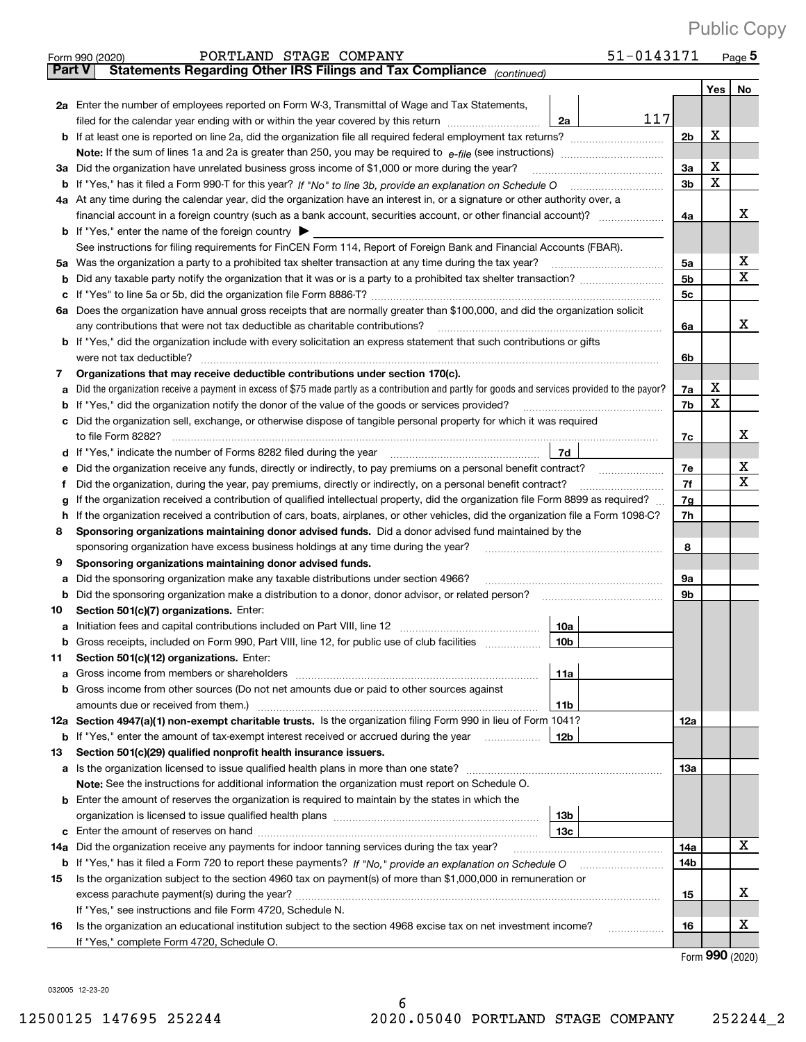Public Copy

Form 990 (2020) PORTLAND STAGE COMPANY 51-0143171 Page **5**

## Part V Statements Regarding Other IRS Filings and Tax Compliance *(continued)*

| | | | | | Yes | No |
|---|---|---|---|---|---|---|
| **2a** | Enter the number of employees reported on Form W-3, Transmittal of Wage and Tax Statements, filed for the calendar year ending with or within the year covered by this return | 2a | 117 | | | |
| **b** | If at least one is reported on line 2a, did the organization file all required federal employment tax returns? | | | 2b | X | |
| | **Note:** If the sum of lines 1a and 2a is greater than 250, you may be required to *e-file* (see instructions) | | | | | |
| **3a** | Did the organization have unrelated business gross income of $1,000 or more during the year? | | | 3a | X | |
| **b** | If "Yes," has it filed a Form 990-T for this year? *If "No" to line 3b, provide an explanation on Schedule O* | | | 3b | X | |
| **4a** | At any time during the calendar year, did the organization have an interest in, or a signature or other authority over, a financial account in a foreign country (such as a bank account, securities account, or other financial account)? | | | 4a | | X |
| **b** | If "Yes," enter the name of the foreign country ▶ | | | | | |
| | See instructions for filing requirements for FinCEN Form 114, Report of Foreign Bank and Financial Accounts (FBAR). | | | | | |
| **5a** | Was the organization a party to a prohibited tax shelter transaction at any time during the tax year? | | | 5a | | X |
| **b** | Did any taxable party notify the organization that it was or is a party to a prohibited tax shelter transaction? | | | 5b | | X |
| **c** | If "Yes" to line 5a or 5b, did the organization file Form 8886-T? | | | 5c | | |
| **6a** | Does the organization have annual gross receipts that are normally greater than $100,000, and did the organization solicit any contributions that were not tax deductible as charitable contributions? | | | 6a | | X |
| **b** | If "Yes," did the organization include with every solicitation an express statement that such contributions or gifts were not tax deductible? | | | 6b | | |
| **7** | **Organizations that may receive deductible contributions under section 170(c).** | | | | | |
| **a** | Did the organization receive a payment in excess of $75 made partly as a contribution and partly for goods and services provided to the payor? | | | 7a | X | |
| **b** | If "Yes," did the organization notify the donor of the value of the goods or services provided? | | | 7b | X | |
| **c** | Did the organization sell, exchange, or otherwise dispose of tangible personal property for which it was required to file Form 8282? | | | 7c | | X |
| **d** | If "Yes," indicate the number of Forms 8282 filed during the year | 7d | | | | |
| **e** | Did the organization receive any funds, directly or indirectly, to pay premiums on a personal benefit contract? | | | 7e | | X |
| **f** | Did the organization, during the year, pay premiums, directly or indirectly, on a personal benefit contract? | | | 7f | | X |
| **g** | If the organization received a contribution of qualified intellectual property, did the organization file Form 8899 as required? | | | 7g | | |
| **h** | If the organization received a contribution of cars, boats, airplanes, or other vehicles, did the organization file a Form 1098-C? | | | 7h | | |
| **8** | **Sponsoring organizations maintaining donor advised funds.** Did a donor advised fund maintained by the sponsoring organization have excess business holdings at any time during the year? | | | 8 | | |
| **9** | **Sponsoring organizations maintaining donor advised funds.** | | | | | |
| **a** | Did the sponsoring organization make any taxable distributions under section 4966? | | | 9a | | |
| **b** | Did the sponsoring organization make a distribution to a donor, donor advisor, or related person? | | | 9b | | |
| **10** | **Section 501(c)(7) organizations.** Enter: | | | | | |
| **a** | Initiation fees and capital contributions included on Part VIII, line 12 | 10a | | | | |
| **b** | Gross receipts, included on Form 990, Part VIII, line 12, for public use of club facilities | 10b | | | | |
| **11** | **Section 501(c)(12) organizations.** Enter: | | | | | |
| **a** | Gross income from members or shareholders | 11a | | | | |
| **b** | Gross income from other sources (Do not net amounts due or paid to other sources against amounts due or received from them.) | 11b | | | | |
| **12a** | **Section 4947(a)(1) non-exempt charitable trusts.** Is the organization filing Form 990 in lieu of Form 1041? | | | 12a | | |
| **b** | If "Yes," enter the amount of tax-exempt interest received or accrued during the year | 12b | | | | |
| **13** | **Section 501(c)(29) qualified nonprofit health insurance issuers.** | | | | | |
| **a** | Is the organization licensed to issue qualified health plans in more than one state? | | | 13a | | |
| | **Note:** See the instructions for additional information the organization must report on Schedule O. | | | | | |
| **b** | Enter the amount of reserves the organization is required to maintain by the states in which the organization is licensed to issue qualified health plans | 13b | | | | |
| **c** | Enter the amount of reserves on hand | 13c | | | | |
| **14a** | Did the organization receive any payments for indoor tanning services during the tax year? | | | 14a | | X |
| **b** | If "Yes," has it filed a Form 720 to report these payments? *If "No," provide an explanation on Schedule O* | | | 14b | | |
| **15** | Is the organization subject to the section 4960 tax on payment(s) of more than $1,000,000 in remuneration or excess parachute payment(s) during the year? | | | 15 | | X |
| | If "Yes," see instructions and file Form 4720, Schedule N. | | | | | |
| **16** | Is the organization an educational institution subject to the section 4968 excise tax on net investment income? | | | 16 | | X |
| | If "Yes," complete Form 4720, Schedule O. | | | | | |

Form **990** (2020)

032005 12-23-20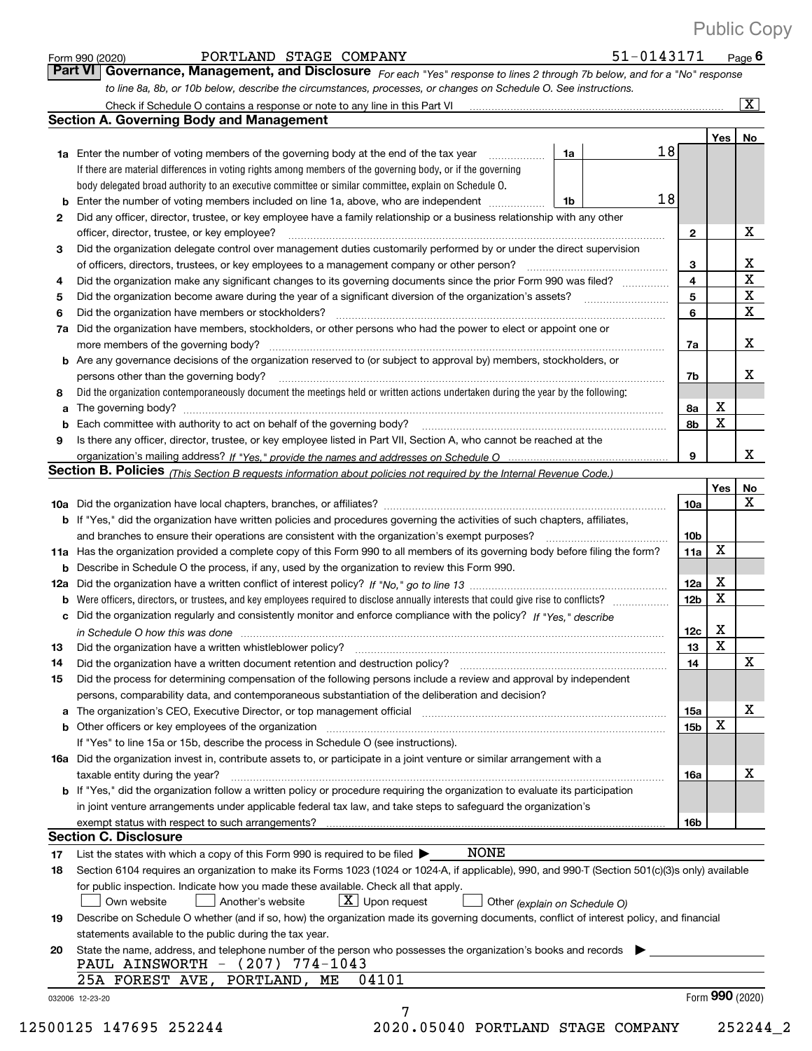Public Copy

Form 990 (2020) PORTLAND STAGE COMPANY 51-0143171 Page 6

**Part VI Governance, Management, and Disclosure** *For each "Yes" response to lines 2 through 7b below, and for a "No" response to line 8a, 8b, or 10b below, describe the circumstances, processes, or changes on Schedule O. See instructions.*

Check if Schedule O contains a response or note to any line in this Part VI [X]

## Section A. Governing Body and Management

| | | | | Yes | No |
|---|---|---|---|---|---|
| 1a | Enter the number of voting members of the governing body at the end of the tax year | 1a | 18 | | |
| | If there are material differences in voting rights among members of the governing body, or if the governing body delegated broad authority to an executive committee or similar committee, explain on Schedule O. | | | | |
| b | Enter the number of voting members included on line 1a, above, who are independent | 1b | 18 | | |
| 2 | Did any officer, director, trustee, or key employee have a family relationship or a business relationship with any other officer, director, trustee, or key employee? | 2 | | | X |
| 3 | Did the organization delegate control over management duties customarily performed by or under the direct supervision of officers, directors, trustees, or key employees to a management company or other person? | 3 | | | X |
| 4 | Did the organization make any significant changes to its governing documents since the prior Form 990 was filed? | 4 | | | X |
| 5 | Did the organization become aware during the year of a significant diversion of the organization's assets? | 5 | | | X |
| 6 | Did the organization have members or stockholders? | 6 | | | X |
| 7a | Did the organization have members, stockholders, or other persons who had the power to elect or appoint one or more members of the governing body? | 7a | | | X |
| b | Are any governance decisions of the organization reserved to (or subject to approval by) members, stockholders, or persons other than the governing body? | 7b | | | X |
| 8 | Did the organization contemporaneously document the meetings held or written actions undertaken during the year by the following: | | | | |
| a | The governing body? | 8a | | X | |
| b | Each committee with authority to act on behalf of the governing body? | 8b | | X | |
| 9 | Is there any officer, director, trustee, or key employee listed in Part VII, Section A, who cannot be reached at the organization's mailing address? *If "Yes," provide the names and addresses on Schedule O* | 9 | | | X |

## Section B. Policies *(This Section B requests information about policies not required by the Internal Revenue Code.)*

| | | | Yes | No |
|---|---|---|---|---|
| 10a | Did the organization have local chapters, branches, or affiliates? | 10a | | X |
| b | If "Yes," did the organization have written policies and procedures governing the activities of such chapters, affiliates, and branches to ensure their operations are consistent with the organization's exempt purposes? | 10b | | |
| 11a | Has the organization provided a complete copy of this Form 990 to all members of its governing body before filing the form? | 11a | X | |
| b | Describe in Schedule O the process, if any, used by the organization to review this Form 990. | | | |
| 12a | Did the organization have a written conflict of interest policy? *If "No," go to line 13* | 12a | X | |
| b | Were officers, directors, or trustees, and key employees required to disclose annually interests that could give rise to conflicts? | 12b | X | |
| c | Did the organization regularly and consistently monitor and enforce compliance with the policy? *If "Yes," describe in Schedule O how this was done* | 12c | X | |
| 13 | Did the organization have a written whistleblower policy? | 13 | X | |
| 14 | Did the organization have a written document retention and destruction policy? | 14 | | X |
| 15 | Did the process for determining compensation of the following persons include a review and approval by independent persons, comparability data, and contemporaneous substantiation of the deliberation and decision? | | | |
| a | The organization's CEO, Executive Director, or top management official | 15a | | X |
| b | Other officers or key employees of the organization | 15b | X | |
| | If "Yes" to line 15a or 15b, describe the process in Schedule O (see instructions). | | | |
| 16a | Did the organization invest in, contribute assets to, or participate in a joint venture or similar arrangement with a taxable entity during the year? | 16a | | X |
| b | If "Yes," did the organization follow a written policy or procedure requiring the organization to evaluate its participation in joint venture arrangements under applicable federal tax law, and take steps to safeguard the organization's exempt status with respect to such arrangements? | 16b | | |

## Section C. Disclosure

17 List the states with which a copy of this Form 990 is required to be filed ▶ NONE

18 Section 6104 requires an organization to make its Forms 1023 (1024 or 1024-A, if applicable), 990, and 990-T (Section 501(c)(3)s only) available for public inspection. Indicate how you made these available. Check all that apply.

[ ] Own website [ ] Another's website [X] Upon request [ ] Other *(explain on Schedule O)*

19 Describe on Schedule O whether (and if so, how) the organization made its governing documents, conflict of interest policy, and financial statements available to the public during the tax year.

20 State the name, address, and telephone number of the person who possesses the organization's books and records ▶

PAUL AINSWORTH - (207) 774-1043
25A FOREST AVE, PORTLAND, ME 04101

032006 12-23-20 Form **990** (2020)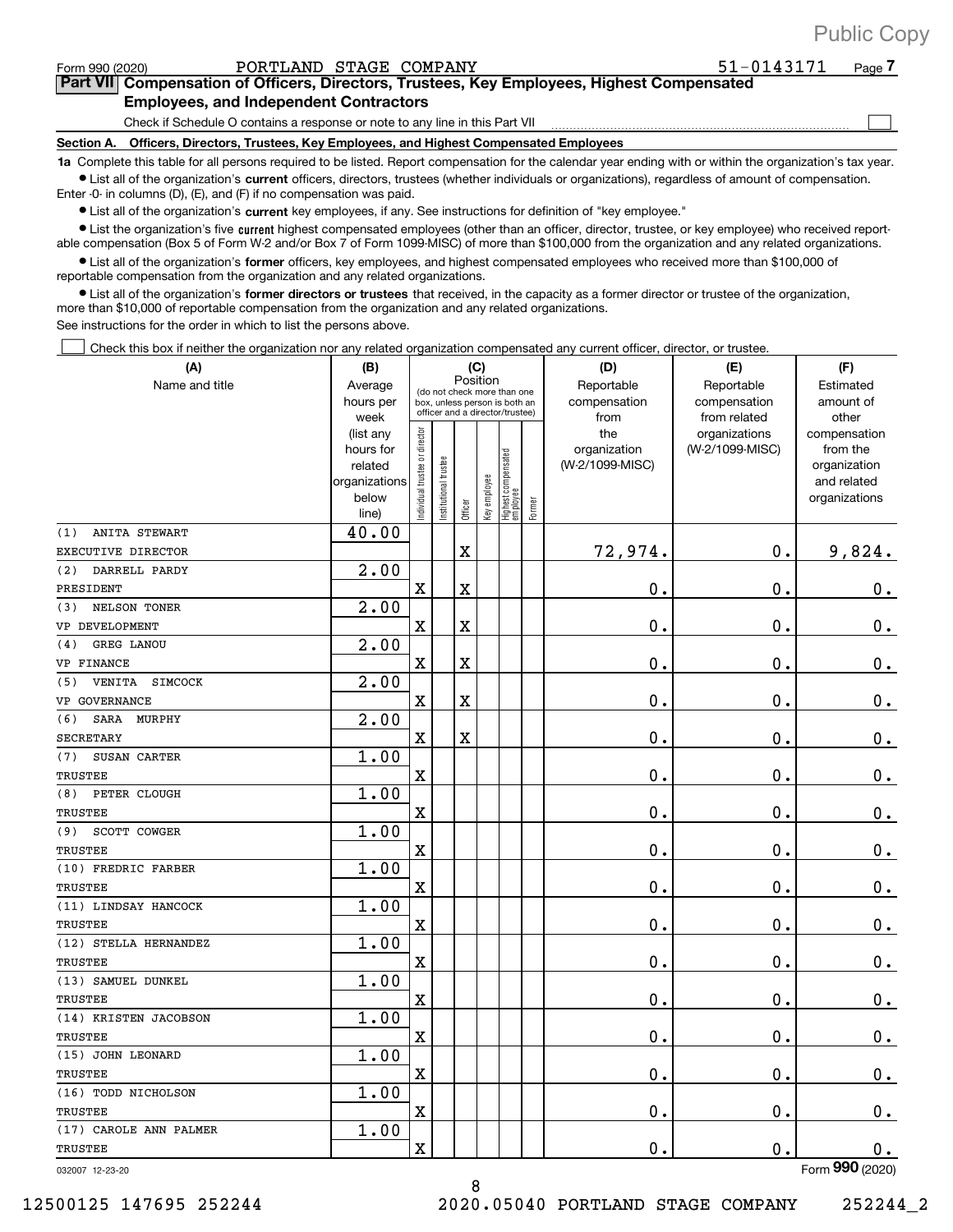Public Copy

Form 990 (2020) PORTLAND STAGE COMPANY 51-0143171 Page **7**

## Part VII Compensation of Officers, Directors, Trustees, Key Employees, Highest Compensated Employees, and Independent Contractors

Check if Schedule O contains a response or note to any line in this Part VII ☐

**Section A. Officers, Directors, Trustees, Key Employees, and Highest Compensated Employees**

**1a** Complete this table for all persons required to be listed. Report compensation for the calendar year ending with or within the organization's tax year.

- List all of the organization's **current** officers, directors, trustees (whether individuals or organizations), regardless of amount of compensation. Enter -0- in columns (D), (E), and (F) if no compensation was paid.
- List all of the organization's **current** key employees, if any. See instructions for definition of "key employee."
- List the organization's five **current** highest compensated employees (other than an officer, director, trustee, or key employee) who received reportable compensation (Box 5 of Form W-2 and/or Box 7 of Form 1099-MISC) of more than $100,000 from the organization and any related organizations.
- List all of the organization's **former** officers, key employees, and highest compensated employees who received more than $100,000 of reportable compensation from the organization and any related organizations.
- List all of the organization's **former directors or trustees** that received, in the capacity as a former director or trustee of the organization, more than $10,000 of reportable compensation from the organization and any related organizations.

See instructions for the order in which to list the persons above.

☐ Check this box if neither the organization nor any related organization compensated any current officer, director, or trustee.

| (A) Name and title | (B) Average hours per week (list any hours for related organizations below line) | (C) Position: Individual trustee or director | Institutional trustee | Officer | Key employee | Highest compensated employee | Former | (D) Reportable compensation from the organization (W-2/1099-MISC) | (E) Reportable compensation from related organizations (W-2/1099-MISC) | (F) Estimated amount of other compensation from the organization and related organizations |
|---|---|---|---|---|---|---|---|---|---|---|
| (1) ANITA STEWART<br>EXECUTIVE DIRECTOR | 40.00 | | | X | | | | 72,974. | 0. | 9,824. |
| (2) DARRELL PARDY<br>PRESIDENT | 2.00 | X | | X | | | | 0. | 0. | 0. |
| (3) NELSON TONER<br>VP DEVELOPMENT | 2.00 | X | | X | | | | 0. | 0. | 0. |
| (4) GREG LANOU<br>VP FINANCE | 2.00 | X | | X | | | | 0. | 0. | 0. |
| (5) VENITA SIMCOCK<br>VP GOVERNANCE | 2.00 | X | | X | | | | 0. | 0. | 0. |
| (6) SARA MURPHY<br>SECRETARY | 2.00 | X | | X | | | | 0. | 0. | 0. |
| (7) SUSAN CARTER<br>TRUSTEE | 1.00 | X | | | | | | 0. | 0. | 0. |
| (8) PETER CLOUGH<br>TRUSTEE | 1.00 | X | | | | | | 0. | 0. | 0. |
| (9) SCOTT COWGER<br>TRUSTEE | 1.00 | X | | | | | | 0. | 0. | 0. |
| (10) FREDRIC FARBER<br>TRUSTEE | 1.00 | X | | | | | | 0. | 0. | 0. |
| (11) LINDSAY HANCOCK<br>TRUSTEE | 1.00 | X | | | | | | 0. | 0. | 0. |
| (12) STELLA HERNANDEZ<br>TRUSTEE | 1.00 | X | | | | | | 0. | 0. | 0. |
| (13) SAMUEL DUNKEL<br>TRUSTEE | 1.00 | X | | | | | | 0. | 0. | 0. |
| (14) KRISTEN JACOBSON<br>TRUSTEE | 1.00 | X | | | | | | 0. | 0. | 0. |
| (15) JOHN LEONARD<br>TRUSTEE | 1.00 | X | | | | | | 0. | 0. | 0. |
| (16) TODD NICHOLSON<br>TRUSTEE | 1.00 | X | | | | | | 0. | 0. | 0. |
| (17) CAROLE ANN PALMER<br>TRUSTEE | 1.00 | X | | | | | | 0. | 0. | 0. |

032007 12-23-20 Form **990** (2020)

12500125 147695 252244 2020.05040 PORTLAND STAGE COMPANY 252244_2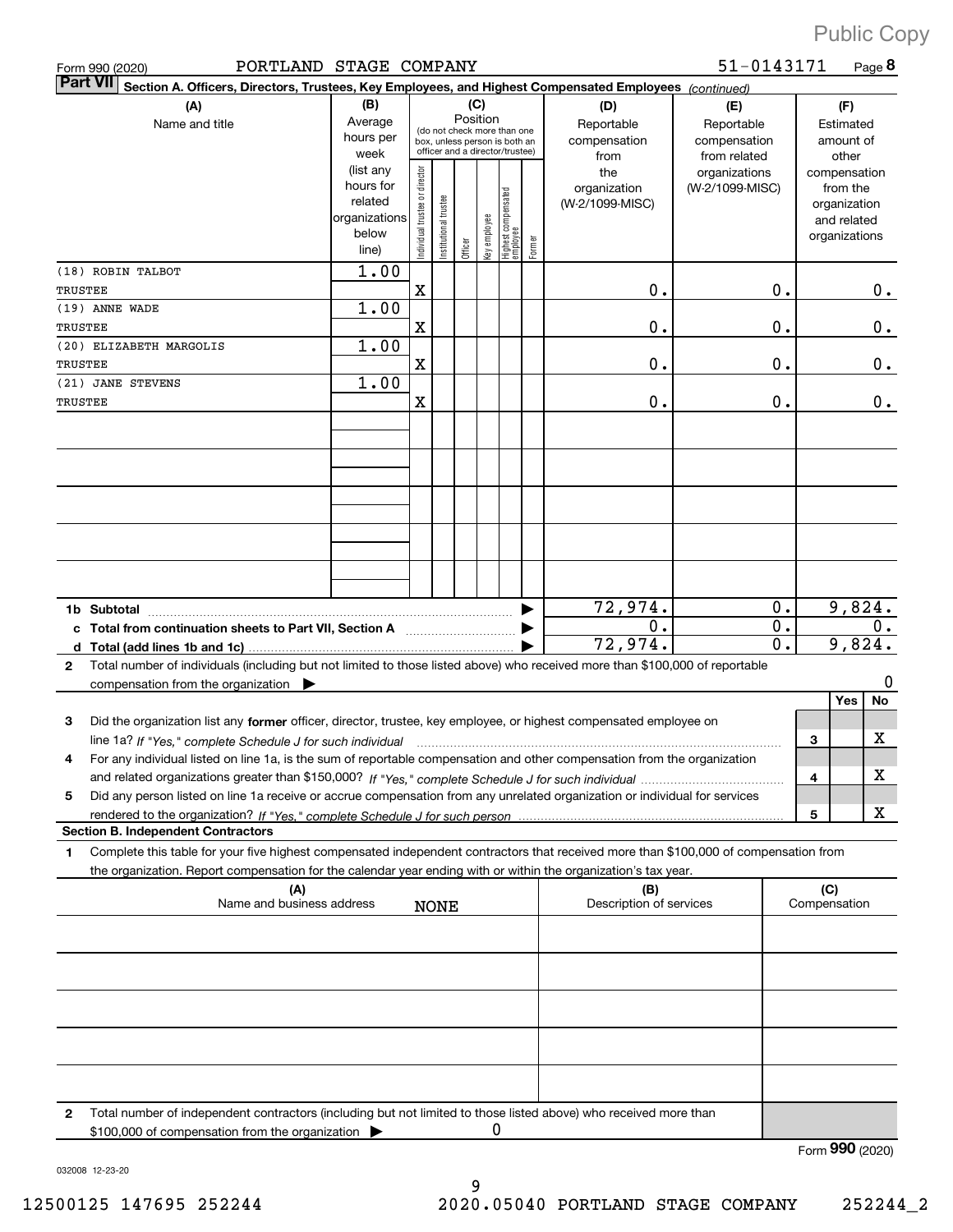Form 990 (2020) PORTLAND STAGE COMPANY 51-0143171 Page 8

**Part VII** Section A. Officers, Directors, Trustees, Key Employees, and Highest Compensated Employees *(continued)*

| (A) Name and title | (B) Average hours per week (list any hours for related organizations below line) | (C) Position: Individual trustee or director | Institutional trustee | Officer | Key employee | Highest compensated employee | Former | (D) Reportable compensation from the organization (W-2/1099-MISC) | (E) Reportable compensation from related organizations (W-2/1099-MISC) | (F) Estimated amount of other compensation from the organization and related organizations |
|---|---|---|---|---|---|---|---|---|---|---|
| (18) ROBIN TALBOT<br>TRUSTEE | 1.00 | X | | | | | | 0. | 0. | 0. |
| (19) ANNE WADE<br>TRUSTEE | 1.00 | X | | | | | | 0. | 0. | 0. |
| (20) ELIZABETH MARGOLIS<br>TRUSTEE | 1.00 | X | | | | | | 0. | 0. | 0. |
| (21) JANE STEVENS<br>TRUSTEE | 1.00 | X | | | | | | 0. | 0. | 0. |
| 1b Subtotal | | | | | | | | 72,974. | 0. | 9,824. |
| c Total from continuation sheets to Part VII, Section A | | | | | | | | 0. | 0. | 0. |
| d Total (add lines 1b and 1c) | | | | | | | | 72,974. | 0. | 9,824. |

2 Total number of individuals (including but not limited to those listed above) who received more than $100,000 of reportable compensation from the organization ▶ 0

| | | Yes | No |
|---|---|---|---|
| 3 Did the organization list any **former** officer, director, trustee, key employee, or highest compensated employee on line 1a? *If "Yes," complete Schedule J for such individual* | 3 | | X |
| 4 For any individual listed on line 1a, is the sum of reportable compensation and other compensation from the organization and related organizations greater than $150,000? *If "Yes," complete Schedule J for such individual* | 4 | | X |
| 5 Did any person listed on line 1a receive or accrue compensation from any unrelated organization or individual for services rendered to the organization? *If "Yes," complete Schedule J for such person* | 5 | | X |

**Section B. Independent Contractors**

1 Complete this table for your five highest compensated independent contractors that received more than $100,000 of compensation from the organization. Report compensation for the calendar year ending with or within the organization's tax year.

| (A) Name and business address | (B) Description of services | (C) Compensation |
|---|---|---|
| NONE | | |

2 Total number of independent contractors (including but not limited to those listed above) who received more than $100,000 of compensation from the organization ▶ 0

Form **990** (2020)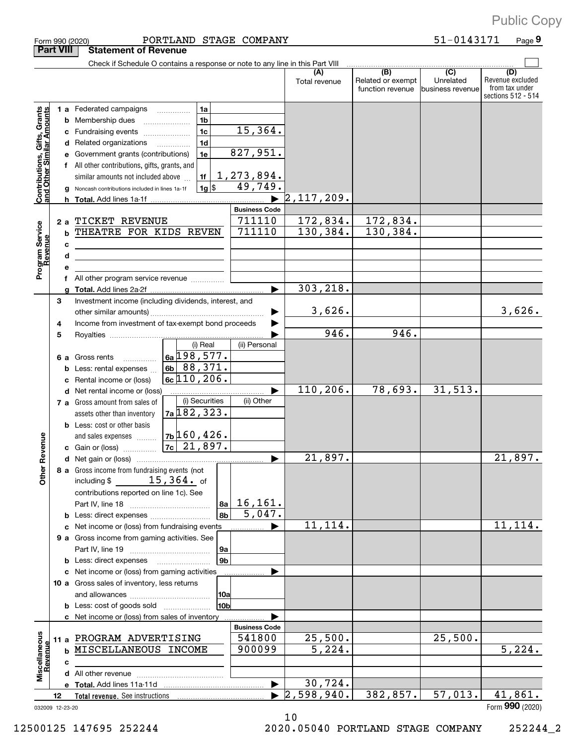Public Copy

Form 990 (2020) PORTLAND STAGE COMPANY 51-0143171 Page 9

**Part VIII Statement of Revenue**

Check if Schedule O contains a response or note to any line in this Part VIII

| | | | (A) Total revenue | (B) Related or exempt function revenue | (C) Unrelated business revenue | (D) Revenue excluded from tax under sections 512 - 514 |
|---|---|---|---|---|---|---|
| **Contributions, Gifts, Grants and Other Similar Amounts** | 1a Federated campaigns | 1a | | | | |
| | b Membership dues | 1b | | | | |
| | c Fundraising events | 1c 15,364. | | | | |
| | d Related organizations | 1d | | | | |
| | e Government grants (contributions) | 1e 827,951. | | | | |
| | f All other contributions, gifts, grants, and similar amounts not included above | 1f 1,273,894. | | | | |
| | g Noncash contributions included in lines 1a-1f | 1g $ 49,749. | | | | |
| | h **Total.** Add lines 1a-1f | | 2,117,209. | | | |
| **Program Service Revenue** | | **Business Code** | | | | |
| | 2a TICKET REVENUE | 711110 | 172,834. | 172,834. | | |
| | b THEATRE FOR KIDS REVEN | 711110 | 130,384. | 130,384. | | |
| | c | | | | | |
| | d | | | | | |
| | e | | | | | |
| | f All other program service revenue | | | | | |
| | g **Total.** Add lines 2a-2f | | 303,218. | | | |
| **Other Revenue** | 3 Investment income (including dividends, interest, and other similar amounts) | | 3,626. | | | 3,626. |
| | 4 Income from investment of tax-exempt bond proceeds | | | | | |
| | 5 Royalties | | 946. | 946. | | |
| | | (i) Real / (ii) Personal | | | | |
| | 6a Gross rents | 6a 198,577. | | | | |
| | b Less: rental expenses | 6b 88,371. | | | | |
| | c Rental income or (loss) | 6c 110,206. | | | | |
| | d Net rental income or (loss) | | 110,206. | 78,693. | 31,513. | |
| | | (i) Securities / (ii) Other | | | | |
| | 7a Gross amount from sales of assets other than inventory | 7a 182,323. | | | | |
| | b Less: cost or other basis and sales expenses | 7b 160,426. | | | | |
| | c Gain or (loss) | 7c 21,897. | | | | |
| | d Net gain or (loss) | | 21,897. | | | 21,897. |
| | 8a Gross income from fundraising events (not including $ 15,364. of contributions reported on line 1c). See Part IV, line 18 | 8a 16,161. | | | | |
| | b Less: direct expenses | 8b 5,047. | | | | |
| | c Net income or (loss) from fundraising events | | 11,114. | | | 11,114. |
| | 9a Gross income from gaming activities. See Part IV, line 19 | 9a | | | | |
| | b Less: direct expenses | 9b | | | | |
| | c Net income or (loss) from gaming activities | | | | | |
| | 10a Gross sales of inventory, less returns and allowances | 10a | | | | |
| | b Less: cost of goods sold | 10b | | | | |
| | c Net income or (loss) from sales of inventory | | | | | |
| **Miscellaneous Revenue** | | **Business Code** | | | | |
| | 11a PROGRAM ADVERTISING | 541800 | 25,500. | | 25,500. | |
| | b MISCELLANEOUS INCOME | 900099 | 5,224. | | | 5,224. |
| | c | | | | | |
| | d All other revenue | | | | | |
| | e **Total.** Add lines 11a-11d | | 30,724. | | | |
| | 12 **Total revenue.** See instructions | | 2,598,940. | 382,857. | 57,013. | 41,861. |

032009 12-23-20

Form **990** (2020)

12500125 147695 252244 2020.05040 PORTLAND STAGE COMPANY 252244_2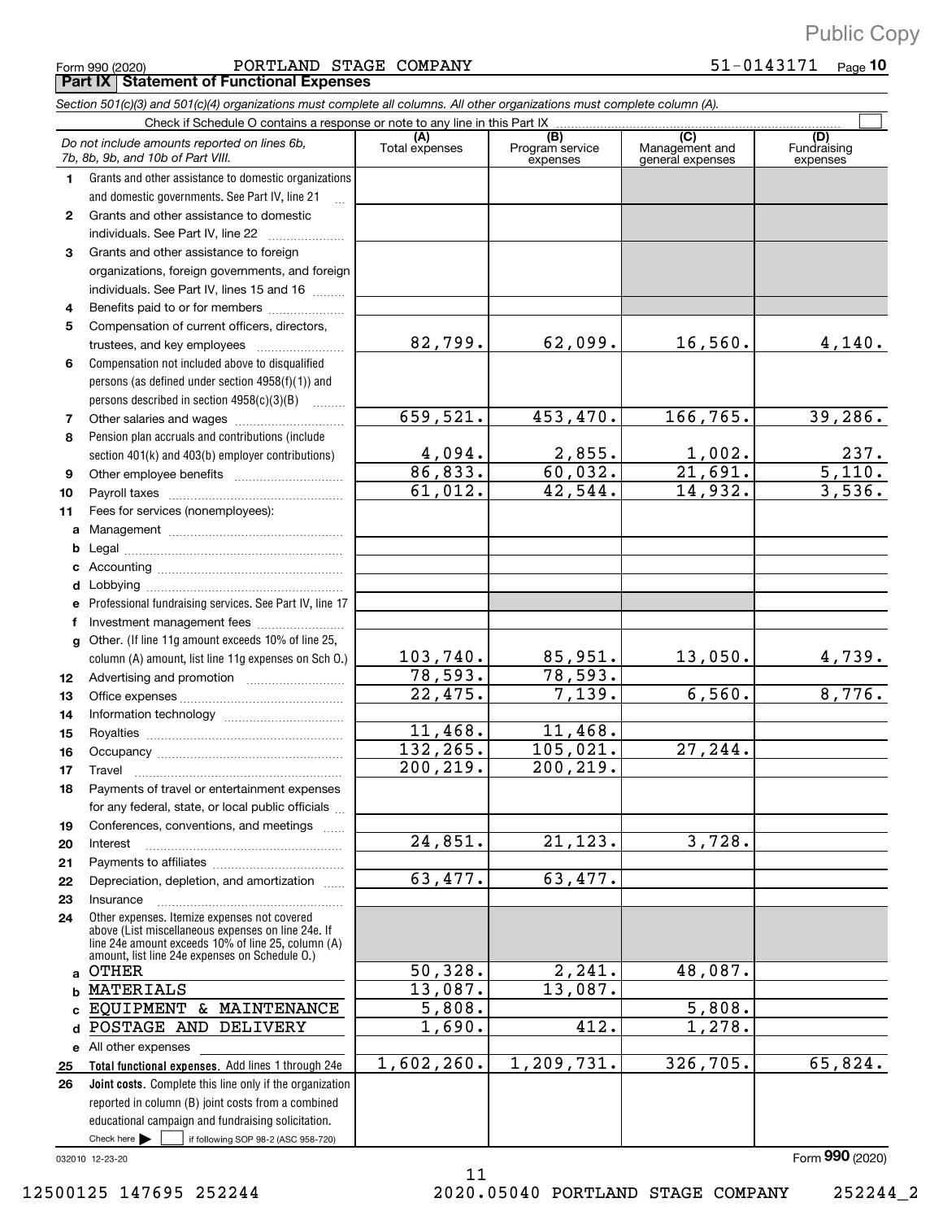Public Copy

Form 990 (2020) PORTLAND STAGE COMPANY 51-0143171 Page **10**

**Part IX Statement of Functional Expenses**

*Section 501(c)(3) and 501(c)(4) organizations must complete all columns. All other organizations must complete column (A).*

Check if Schedule O contains a response or note to any line in this Part IX ☐

| *Do not include amounts reported on lines 6b, 7b, 8b, 9b, and 10b of Part VIII.* | (A) Total expenses | (B) Program service expenses | (C) Management and general expenses | (D) Fundraising expenses |
|---|---|---|---|---|
| **1** Grants and other assistance to domestic organizations and domestic governments. See Part IV, line 21 | | | | |
| **2** Grants and other assistance to domestic individuals. See Part IV, line 22 | | | | |
| **3** Grants and other assistance to foreign organizations, foreign governments, and foreign individuals. See Part IV, lines 15 and 16 | | | | |
| **4** Benefits paid to or for members | | | | |
| **5** Compensation of current officers, directors, trustees, and key employees | 82,799. | 62,099. | 16,560. | 4,140. |
| **6** Compensation not included above to disqualified persons (as defined under section 4958(f)(1)) and persons described in section 4958(c)(3)(B) | | | | |
| **7** Other salaries and wages | 659,521. | 453,470. | 166,765. | 39,286. |
| **8** Pension plan accruals and contributions (include section 401(k) and 403(b) employer contributions) | 4,094. | 2,855. | 1,002. | 237. |
| **9** Other employee benefits | 86,833. | 60,032. | 21,691. | 5,110. |
| **10** Payroll taxes | 61,012. | 42,544. | 14,932. | 3,536. |
| **11** Fees for services (nonemployees): | | | | |
| **a** Management | | | | |
| **b** Legal | | | | |
| **c** Accounting | | | | |
| **d** Lobbying | | | | |
| **e** Professional fundraising services. See Part IV, line 17 | | | | |
| **f** Investment management fees | | | | |
| **g** Other. (If line 11g amount exceeds 10% of line 25, column (A) amount, list line 11g expenses on Sch O.) | 103,740. | 85,951. | 13,050. | 4,739. |
| **12** Advertising and promotion | 78,593. | 78,593. | | |
| **13** Office expenses | 22,475. | 7,139. | 6,560. | 8,776. |
| **14** Information technology | | | | |
| **15** Royalties | 11,468. | 11,468. | | |
| **16** Occupancy | 132,265. | 105,021. | 27,244. | |
| **17** Travel | 200,219. | 200,219. | | |
| **18** Payments of travel or entertainment expenses for any federal, state, or local public officials | | | | |
| **19** Conferences, conventions, and meetings | | | | |
| **20** Interest | 24,851. | 21,123. | 3,728. | |
| **21** Payments to affiliates | | | | |
| **22** Depreciation, depletion, and amortization | 63,477. | 63,477. | | |
| **23** Insurance | | | | |
| **24** Other expenses. Itemize expenses not covered above (List miscellaneous expenses on line 24e. If line 24e amount exceeds 10% of line 25, column (A) amount, list line 24e expenses on Schedule O.) | | | | |
| **a** OTHER | 50,328. | 2,241. | 48,087. | |
| **b** MATERIALS | 13,087. | 13,087. | | |
| **c** EQUIPMENT & MAINTENANCE | 5,808. | | 5,808. | |
| **d** POSTAGE AND DELIVERY | 1,690. | 412. | 1,278. | |
| **e** All other expenses | | | | |
| **25 Total functional expenses.** Add lines 1 through 24e | 1,602,260. | 1,209,731. | 326,705. | 65,824. |
| **26 Joint costs.** Complete this line only if the organization reported in column (B) joint costs from a combined educational campaign and fundraising solicitation. Check here ☐ if following SOP 98-2 (ASC 958-720) | | | | |

032010 12-23-20 Form **990** (2020)

12500125 147695 252244 2020.05040 PORTLAND STAGE COMPANY 252244_2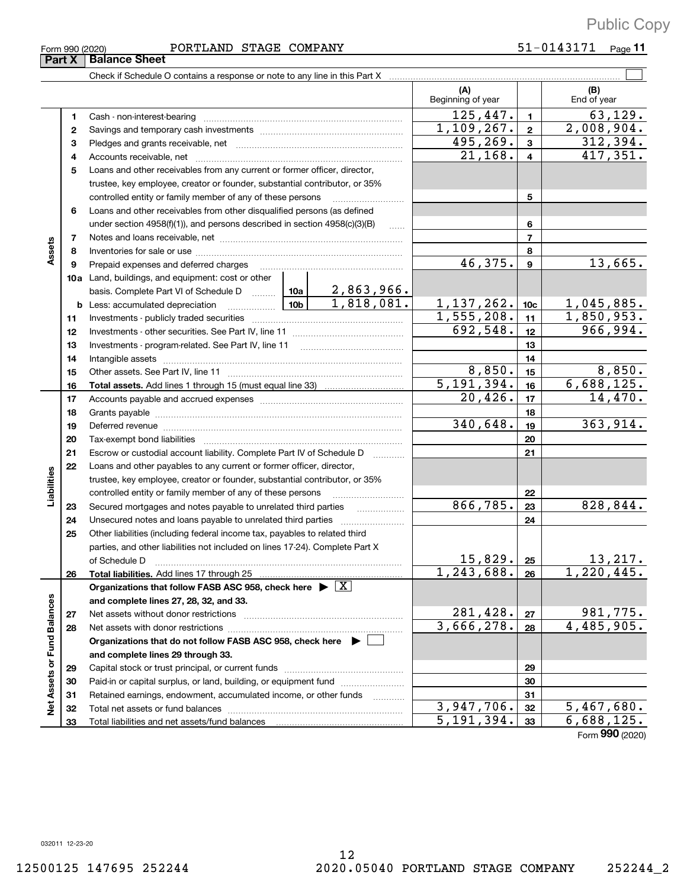Public Copy

Form 990 (2020) PORTLAND STAGE COMPANY 51-0143171

## Part X Balance Sheet

Check if Schedule O contains a response or note to any line in this Part X

| | | | | (A) Beginning of year | | (B) End of year |
|---|---|---|---|---|---|---|
| Assets | 1 | Cash - non-interest-bearing | | 125,447. | 1 | 63,129. |
| | 2 | Savings and temporary cash investments | | 1,109,267. | 2 | 2,008,904. |
| | 3 | Pledges and grants receivable, net | | 495,269. | 3 | 312,394. |
| | 4 | Accounts receivable, net | | 21,168. | 4 | 417,351. |
| | 5 | Loans and other receivables from any current or former officer, director, trustee, key employee, creator or founder, substantial contributor, or 35% controlled entity or family member of any of these persons | | | 5 | |
| | 6 | Loans and other receivables from other disqualified persons (as defined under section 4958(f)(1)), and persons described in section 4958(c)(3)(B) | | | 6 | |
| | 7 | Notes and loans receivable, net | | | 7 | |
| | 8 | Inventories for sale or use | | | 8 | |
| | 9 | Prepaid expenses and deferred charges | | 46,375. | 9 | 13,665. |
| | 10a | Land, buildings, and equipment: cost or other basis. Complete Part VI of Schedule D | 10a 2,863,966. | | | |
| | b | Less: accumulated depreciation | 10b 1,818,081. | 1,137,262. | 10c | 1,045,885. |
| | 11 | Investments - publicly traded securities | | 1,555,208. | 11 | 1,850,953. |
| | 12 | Investments - other securities. See Part IV, line 11 | | 692,548. | 12 | 966,994. |
| | 13 | Investments - program-related. See Part IV, line 11 | | | 13 | |
| | 14 | Intangible assets | | | 14 | |
| | 15 | Other assets. See Part IV, line 11 | | 8,850. | 15 | 8,850. |
| | 16 | **Total assets.** Add lines 1 through 15 (must equal line 33) | | 5,191,394. | 16 | 6,688,125. |
| Liabilities | 17 | Accounts payable and accrued expenses | | 20,426. | 17 | 14,470. |
| | 18 | Grants payable | | | 18 | |
| | 19 | Deferred revenue | | 340,648. | 19 | 363,914. |
| | 20 | Tax-exempt bond liabilities | | | 20 | |
| | 21 | Escrow or custodial account liability. Complete Part IV of Schedule D | | | 21 | |
| | 22 | Loans and other payables to any current or former officer, director, trustee, key employee, creator or founder, substantial contributor, or 35% controlled entity or family member of any of these persons | | | 22 | |
| | 23 | Secured mortgages and notes payable to unrelated third parties | | 866,785. | 23 | 828,844. |
| | 24 | Unsecured notes and loans payable to unrelated third parties | | | 24 | |
| | 25 | Other liabilities (including federal income tax, payables to related third parties, and other liabilities not included on lines 17-24). Complete Part X of Schedule D | | 15,829. | 25 | 13,217. |
| | 26 | **Total liabilities.** Add lines 17 through 25 | | 1,243,688. | 26 | 1,220,445. |
| Net Assets or Fund Balances | | **Organizations that follow FASB ASC 958, check here** ▶ [X] **and complete lines 27, 28, 32, and 33.** | | | | |
| | 27 | Net assets without donor restrictions | | 281,428. | 27 | 981,775. |
| | 28 | Net assets with donor restrictions | | 3,666,278. | 28 | 4,485,905. |
| | | **Organizations that do not follow FASB ASC 958, check here** ▶ [ ] **and complete lines 29 through 33.** | | | | |
| | 29 | Capital stock or trust principal, or current funds | | | 29 | |
| | 30 | Paid-in or capital surplus, or land, building, or equipment fund | | | 30 | |
| | 31 | Retained earnings, endowment, accumulated income, or other funds | | | 31 | |
| | 32 | Total net assets or fund balances | | 3,947,706. | 32 | 5,467,680. |
| | 33 | Total liabilities and net assets/fund balances | | 5,191,394. | 33 | 6,688,125. |

Form **990** (2020)

032011 12-23-20

12500125 147695 252244 2020.05040 PORTLAND STAGE COMPANY 252244_2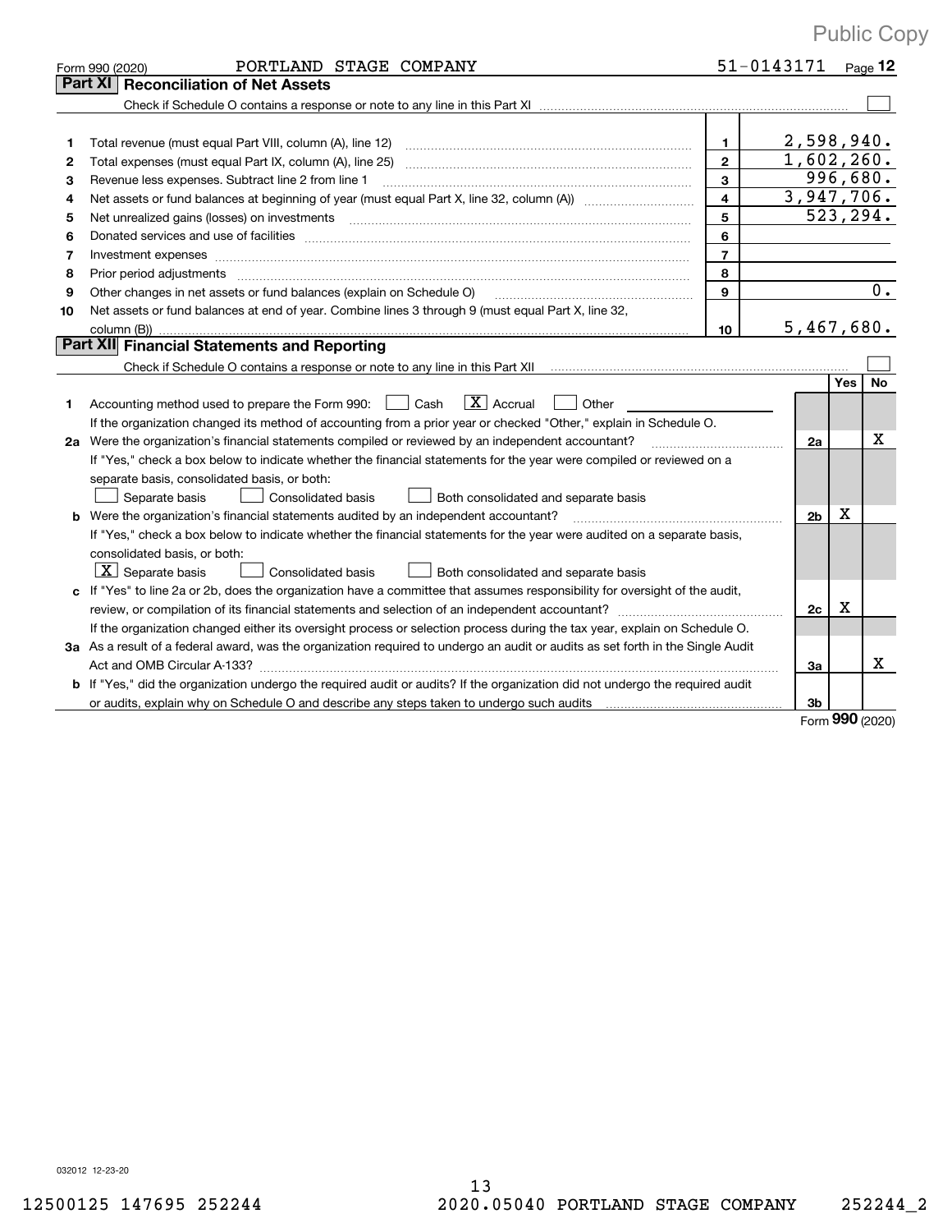Public Copy

Form 990 (2020) PORTLAND STAGE COMPANY 51-0143171 Page 12

## Part XI Reconciliation of Net Assets

Check if Schedule O contains a response or note to any line in this Part XI ☐

| | | | |
|---|---|---|---|
| 1 | Total revenue (must equal Part VIII, column (A), line 12) | 1 | 2,598,940. |
| 2 | Total expenses (must equal Part IX, column (A), line 25) | 2 | 1,602,260. |
| 3 | Revenue less expenses. Subtract line 2 from line 1 | 3 | 996,680. |
| 4 | Net assets or fund balances at beginning of year (must equal Part X, line 32, column (A)) | 4 | 3,947,706. |
| 5 | Net unrealized gains (losses) on investments | 5 | 523,294. |
| 6 | Donated services and use of facilities | 6 | |
| 7 | Investment expenses | 7 | |
| 8 | Prior period adjustments | 8 | |
| 9 | Other changes in net assets or fund balances (explain on Schedule O) | 9 | 0. |
| 10 | Net assets or fund balances at end of year. Combine lines 3 through 9 (must equal Part X, line 32, column (B)) | 10 | 5,467,680. |

## Part XII Financial Statements and Reporting

Check if Schedule O contains a response or note to any line in this Part XII ☐

| | | | Yes | No |
|---|---|---|---|---|
| 1 | Accounting method used to prepare the Form 990: ☐ Cash ☒ Accrual ☐ Other<br>If the organization changed its method of accounting from a prior year or checked "Other," explain in Schedule O. | | | |
| 2a | Were the organization's financial statements compiled or reviewed by an independent accountant?<br>If "Yes," check a box below to indicate whether the financial statements for the year were compiled or reviewed on a separate basis, consolidated basis, or both:<br>☐ Separate basis ☐ Consolidated basis ☐ Both consolidated and separate basis | 2a | | X |
| b | Were the organization's financial statements audited by an independent accountant?<br>If "Yes," check a box below to indicate whether the financial statements for the year were audited on a separate basis, consolidated basis, or both:<br>☒ Separate basis ☐ Consolidated basis ☐ Both consolidated and separate basis | 2b | X | |
| c | If "Yes" to line 2a or 2b, does the organization have a committee that assumes responsibility for oversight of the audit, review, or compilation of its financial statements and selection of an independent accountant?<br>If the organization changed either its oversight process or selection process during the tax year, explain on Schedule O. | 2c | X | |
| 3a | As a result of a federal award, was the organization required to undergo an audit or audits as set forth in the Single Audit Act and OMB Circular A-133? | 3a | | X |
| b | If "Yes," did the organization undergo the required audit or audits? If the organization did not undergo the required audit or audits, explain why on Schedule O and describe any steps taken to undergo such audits | 3b | | |

Form 990 (2020)

032012 12-23-20

12500125 147695 252244 2020.05040 PORTLAND STAGE COMPANY 252244_2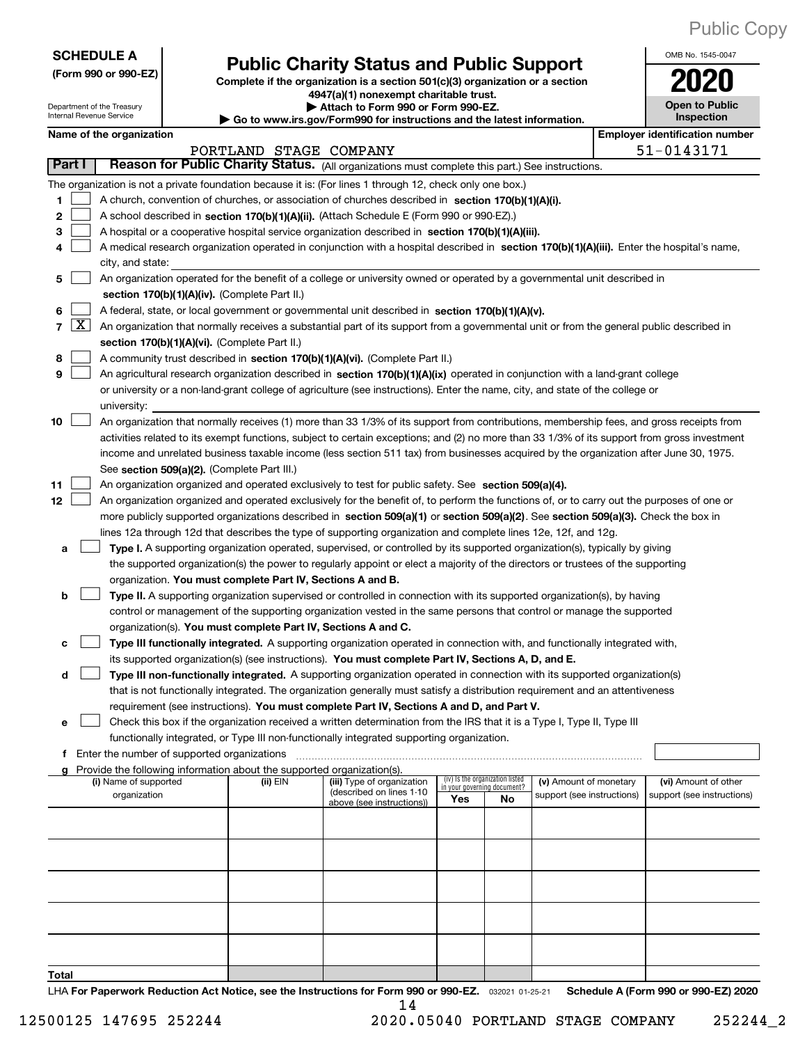Public Copy

**SCHEDULE A**
**(Form 990 or 990-EZ)**

Department of the Treasury
Internal Revenue Service

# Public Charity Status and Public Support

**Complete if the organization is a section 501(c)(3) organization or a section 4947(a)(1) nonexempt charitable trust.**
**▶ Attach to Form 990 or Form 990-EZ.**
**▶ Go to www.irs.gov/Form990 for instructions and the latest information.**

OMB No. 1545-0047

**2020**

**Open to Public Inspection**

**Name of the organization:** PORTLAND STAGE COMPANY
**Employer identification number:** 51-0143171

**Part I — Reason for Public Charity Status.** (All organizations must complete this part.) See instructions.

The organization is not a private foundation because it is: (For lines 1 through 12, check only one box.)

1. ☐ A church, convention of churches, or association of churches described in **section 170(b)(1)(A)(i).**
2. ☐ A school described in **section 170(b)(1)(A)(ii).** (Attach Schedule E (Form 990 or 990-EZ).)
3. ☐ A hospital or a cooperative hospital service organization described in **section 170(b)(1)(A)(iii).**
4. ☐ A medical research organization operated in conjunction with a hospital described in **section 170(b)(1)(A)(iii).** Enter the hospital's name, city, and state:
5. ☐ An organization operated for the benefit of a college or university owned or operated by a governmental unit described in **section 170(b)(1)(A)(iv).** (Complete Part II.)
6. ☐ A federal, state, or local government or governmental unit described in **section 170(b)(1)(A)(v).**
7. ☒ An organization that normally receives a substantial part of its support from a governmental unit or from the general public described in **section 170(b)(1)(A)(vi).** (Complete Part II.)
8. ☐ A community trust described in **section 170(b)(1)(A)(vi).** (Complete Part II.)
9. ☐ An agricultural research organization described in **section 170(b)(1)(A)(ix)** operated in conjunction with a land-grant college or university or a non-land-grant college of agriculture (see instructions). Enter the name, city, and state of the college or university:
10. ☐ An organization that normally receives (1) more than 33 1/3% of its support from contributions, membership fees, and gross receipts from activities related to its exempt functions, subject to certain exceptions; and (2) no more than 33 1/3% of its support from gross investment income and unrelated business taxable income (less section 511 tax) from businesses acquired by the organization after June 30, 1975. See **section 509(a)(2).** (Complete Part III.)
11. ☐ An organization organized and operated exclusively to test for public safety. See **section 509(a)(4).**
12. ☐ An organization organized and operated exclusively for the benefit of, to perform the functions of, or to carry out the purposes of one or more publicly supported organizations described in **section 509(a)(1)** or **section 509(a)(2)**. See **section 509(a)(3).** Check the box in lines 12a through 12d that describes the type of supporting organization and complete lines 12e, 12f, and 12g.
   - **a** ☐ **Type I.** A supporting organization operated, supervised, or controlled by its supported organization(s), typically by giving the supported organization(s) the power to regularly appoint or elect a majority of the directors or trustees of the supporting organization. **You must complete Part IV, Sections A and B.**
   - **b** ☐ **Type II.** A supporting organization supervised or controlled in connection with its supported organization(s), by having control or management of the supporting organization vested in the same persons that control or manage the supported organization(s). **You must complete Part IV, Sections A and C.**
   - **c** ☐ **Type III functionally integrated.** A supporting organization operated in connection with, and functionally integrated with, its supported organization(s) (see instructions). **You must complete Part IV, Sections A, D, and E.**
   - **d** ☐ **Type III non-functionally integrated.** A supporting organization operated in connection with its supported organization(s) that is not functionally integrated. The organization generally must satisfy a distribution requirement and an attentiveness requirement (see instructions). **You must complete Part IV, Sections A and D, and Part V.**
   - **e** ☐ Check this box if the organization received a written determination from the IRS that it is a Type I, Type II, Type III functionally integrated, or Type III non-functionally integrated supporting organization.
   - **f** Enter the number of supported organizations
   - **g** Provide the following information about the supported organization(s).

| (i) Name of supported organization | (ii) EIN | (iii) Type of organization (described on lines 1-10 above (see instructions)) | (iv) Is the organization listed in your governing document? Yes | No | (v) Amount of monetary support (see instructions) | (vi) Amount of other support (see instructions) |
|---|---|---|---|---|---|---|
| | | | | | | |
| | | | | | | |
| | | | | | | |
| | | | | | | |
| | | | | | | |
| **Total** | | | | | | |

LHA **For Paperwork Reduction Act Notice, see the Instructions for Form 990 or 990-EZ.** 032021 01-25-21 **Schedule A (Form 990 or 990-EZ) 2020**

12500125 147695 252244 2020.05040 PORTLAND STAGE COMPANY 252244_2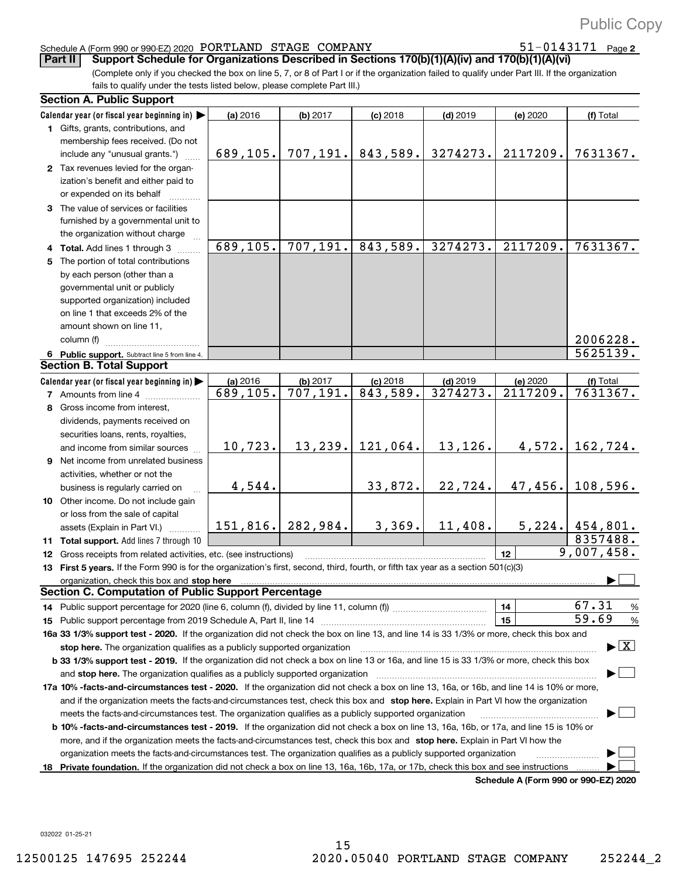Public Copy

Schedule A (Form 990 or 990-EZ) 2020 PORTLAND STAGE COMPANY 51-0143171 Page 2

**Part II Support Schedule for Organizations Described in Sections 170(b)(1)(A)(iv) and 170(b)(1)(A)(vi)**

(Complete only if you checked the box on line 5, 7, or 8 of Part I or if the organization failed to qualify under Part III. If the organization fails to qualify under the tests listed below, please complete Part III.)

**Section A. Public Support**

| Calendar year (or fiscal year beginning in) ▶ | (a) 2016 | (b) 2017 | (c) 2018 | (d) 2019 | (e) 2020 | (f) Total |
|---|---|---|---|---|---|---|
| 1 Gifts, grants, contributions, and membership fees received. (Do not include any "unusual grants.") | 689,105. | 707,191. | 843,589. | 3274273. | 2117209. | 7631367. |
| 2 Tax revenues levied for the organization's benefit and either paid to or expended on its behalf | | | | | | |
| 3 The value of services or facilities furnished by a governmental unit to the organization without charge | | | | | | |
| 4 **Total.** Add lines 1 through 3 | 689,105. | 707,191. | 843,589. | 3274273. | 2117209. | 7631367. |
| 5 The portion of total contributions by each person (other than a governmental unit or publicly supported organization) included on line 1 that exceeds 2% of the amount shown on line 11, column (f) | | | | | | 2006228. |
| 6 **Public support.** Subtract line 5 from line 4. | | | | | | 5625139. |

**Section B. Total Support**

| Calendar year (or fiscal year beginning in) ▶ | (a) 2016 | (b) 2017 | (c) 2018 | (d) 2019 | (e) 2020 | (f) Total |
|---|---|---|---|---|---|---|
| 7 Amounts from line 4 | 689,105. | 707,191. | 843,589. | 3274273. | 2117209. | 7631367. |
| 8 Gross income from interest, dividends, payments received on securities loans, rents, royalties, and income from similar sources | 10,723. | 13,239. | 121,064. | 13,126. | 4,572. | 162,724. |
| 9 Net income from unrelated business activities, whether or not the business is regularly carried on | 4,544. | | 33,872. | 22,724. | 47,456. | 108,596. |
| 10 Other income. Do not include gain or loss from the sale of capital assets (Explain in Part VI.) | 151,816. | 282,984. | 3,369. | 11,408. | 5,224. | 454,801. |
| 11 **Total support.** Add lines 7 through 10 | | | | | | 8357488. |

12 Gross receipts from related activities, etc. (see instructions) | 12 | 9,007,458.

13 **First 5 years.** If the Form 990 is for the organization's first, second, third, fourth, or fifth tax year as a section 501(c)(3) organization, check this box and **stop here** ▶ ☐

**Section C. Computation of Public Support Percentage**

14 Public support percentage for 2020 (line 6, column (f), divided by line 11, column (f)) | 14 | 67.31 %

15 Public support percentage from 2019 Schedule A, Part II, line 14 | 15 | 59.69 %

**16a 33 1/3% support test - 2020.** If the organization did not check the box on line 13, and line 14 is 33 1/3% or more, check this box and **stop here.** The organization qualifies as a publicly supported organization ▶ ☒

**b 33 1/3% support test - 2019.** If the organization did not check a box on line 13 or 16a, and line 15 is 33 1/3% or more, check this box and **stop here.** The organization qualifies as a publicly supported organization ▶ ☐

**17a 10% -facts-and-circumstances test - 2020.** If the organization did not check a box on line 13, 16a, or 16b, and line 14 is 10% or more, and if the organization meets the facts-and-circumstances test, check this box and **stop here.** Explain in Part VI how the organization meets the facts-and-circumstances test. The organization qualifies as a publicly supported organization ▶ ☐

**b 10% -facts-and-circumstances test - 2019.** If the organization did not check a box on line 13, 16a, 16b, or 17a, and line 15 is 10% or more, and if the organization meets the facts-and-circumstances test, check this box and **stop here.** Explain in Part VI how the organization meets the facts-and-circumstances test. The organization qualifies as a publicly supported organization ▶ ☐

18 **Private foundation.** If the organization did not check a box on line 13, 16a, 16b, 17a, or 17b, check this box and see instructions ▶ ☐

**Schedule A (Form 990 or 990-EZ) 2020**

032022 01-25-21

12500125 147695 252244 2020.05040 PORTLAND STAGE COMPANY 252244_2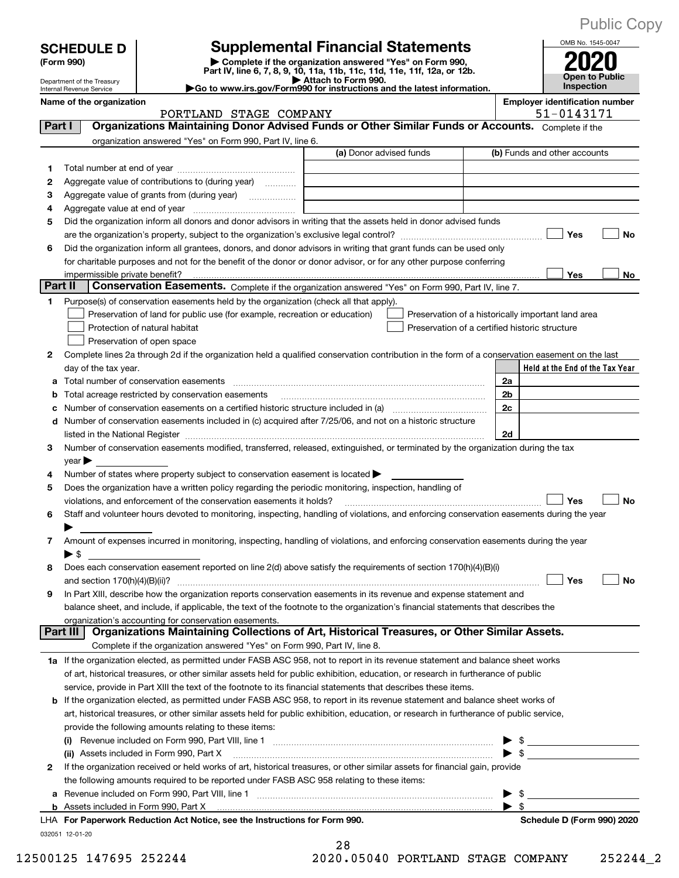Public Copy

# SCHEDULE D (Form 990)

Department of the Treasury
Internal Revenue Service

## Supplemental Financial Statements

▶ Complete if the organization answered "Yes" on Form 990, Part IV, line 6, 7, 8, 9, 10, 11a, 11b, 11c, 11d, 11e, 11f, 12a, or 12b.
▶ Attach to Form 990.
▶Go to www.irs.gov/Form990 for instructions and the latest information.

OMB No. 1545-0047

**2020**

**Open to Public Inspection**

**Name of the organization:** PORTLAND STAGE COMPANY

**Employer identification number:** 51-0143171

### Part I — Organizations Maintaining Donor Advised Funds or Other Similar Funds or Accounts.

Complete if the organization answered "Yes" on Form 990, Part IV, line 6.

| | | (a) Donor advised funds | (b) Funds and other accounts |
|---|---|---|---|
| 1 | Total number at end of year | | |
| 2 | Aggregate value of contributions to (during year) | | |
| 3 | Aggregate value of grants from (during year) | | |
| 4 | Aggregate value at end of year | | |

5 Did the organization inform all donors and donor advisors in writing that the assets held in donor advised funds are the organization's property, subject to the organization's exclusive legal control? ☐ Yes ☐ No

6 Did the organization inform all grantees, donors, and donor advisors in writing that grant funds can be used only for charitable purposes and not for the benefit of the donor or donor advisor, or for any other purpose conferring impermissible private benefit? ☐ Yes ☐ No

### Part II — Conservation Easements.

Complete if the organization answered "Yes" on Form 990, Part IV, line 7.

1 Purpose(s) of conservation easements held by the organization (check all that apply).

- ☐ Preservation of land for public use (for example, recreation or education)
- ☐ Protection of natural habitat
- ☐ Preservation of open space
- ☐ Preservation of a historically important land area
- ☐ Preservation of a certified historic structure

2 Complete lines 2a through 2d if the organization held a qualified conservation contribution in the form of a conservation easement on the last day of the tax year.

| | | | Held at the End of the Tax Year |
|---|---|---|---|
| a | Total number of conservation easements | 2a | |
| b | Total acreage restricted by conservation easements | 2b | |
| c | Number of conservation easements on a certified historic structure included in (a) | 2c | |
| d | Number of conservation easements included in (c) acquired after 7/25/06, and not on a historic structure listed in the National Register | 2d | |

3 Number of conservation easements modified, transferred, released, extinguished, or terminated by the organization during the tax year ▶

4 Number of states where property subject to conservation easement is located ▶

5 Does the organization have a written policy regarding the periodic monitoring, inspection, handling of violations, and enforcement of the conservation easements it holds? ☐ Yes ☐ No

6 Staff and volunteer hours devoted to monitoring, inspecting, handling of violations, and enforcing conservation easements during the year ▶

7 Amount of expenses incurred in monitoring, inspecting, handling of violations, and enforcing conservation easements during the year ▶ $

8 Does each conservation easement reported on line 2(d) above satisfy the requirements of section 170(h)(4)(B)(i) and section 170(h)(4)(B)(ii)? ☐ Yes ☐ No

9 In Part XIII, describe how the organization reports conservation easements in its revenue and expense statement and balance sheet, and include, if applicable, the text of the footnote to the organization's financial statements that describes the organization's accounting for conservation easements.

### Part III — Organizations Maintaining Collections of Art, Historical Treasures, or Other Similar Assets.

Complete if the organization answered "Yes" on Form 990, Part IV, line 8.

1a If the organization elected, as permitted under FASB ASC 958, not to report in its revenue statement and balance sheet works of art, historical treasures, or other similar assets held for public exhibition, education, or research in furtherance of public service, provide in Part XIII the text of the footnote to its financial statements that describes these items.

b If the organization elected, as permitted under FASB ASC 958, to report in its revenue statement and balance sheet works of art, historical treasures, or other similar assets held for public exhibition, education, or research in furtherance of public service, provide the following amounts relating to these items:

(i) Revenue included on Form 990, Part VIII, line 1 ▶ $

(ii) Assets included in Form 990, Part X ▶ $

2 If the organization received or held works of art, historical treasures, or other similar assets for financial gain, provide the following amounts required to be reported under FASB ASC 958 relating to these items:

a Revenue included on Form 990, Part VIII, line 1 ▶ $

b Assets included in Form 990, Part X ▶ $

LHA **For Paperwork Reduction Act Notice, see the Instructions for Form 990.** **Schedule D (Form 990) 2020**

032051 12-01-20

12500125 147695 252244 2020.05040 PORTLAND STAGE COMPANY 252244_2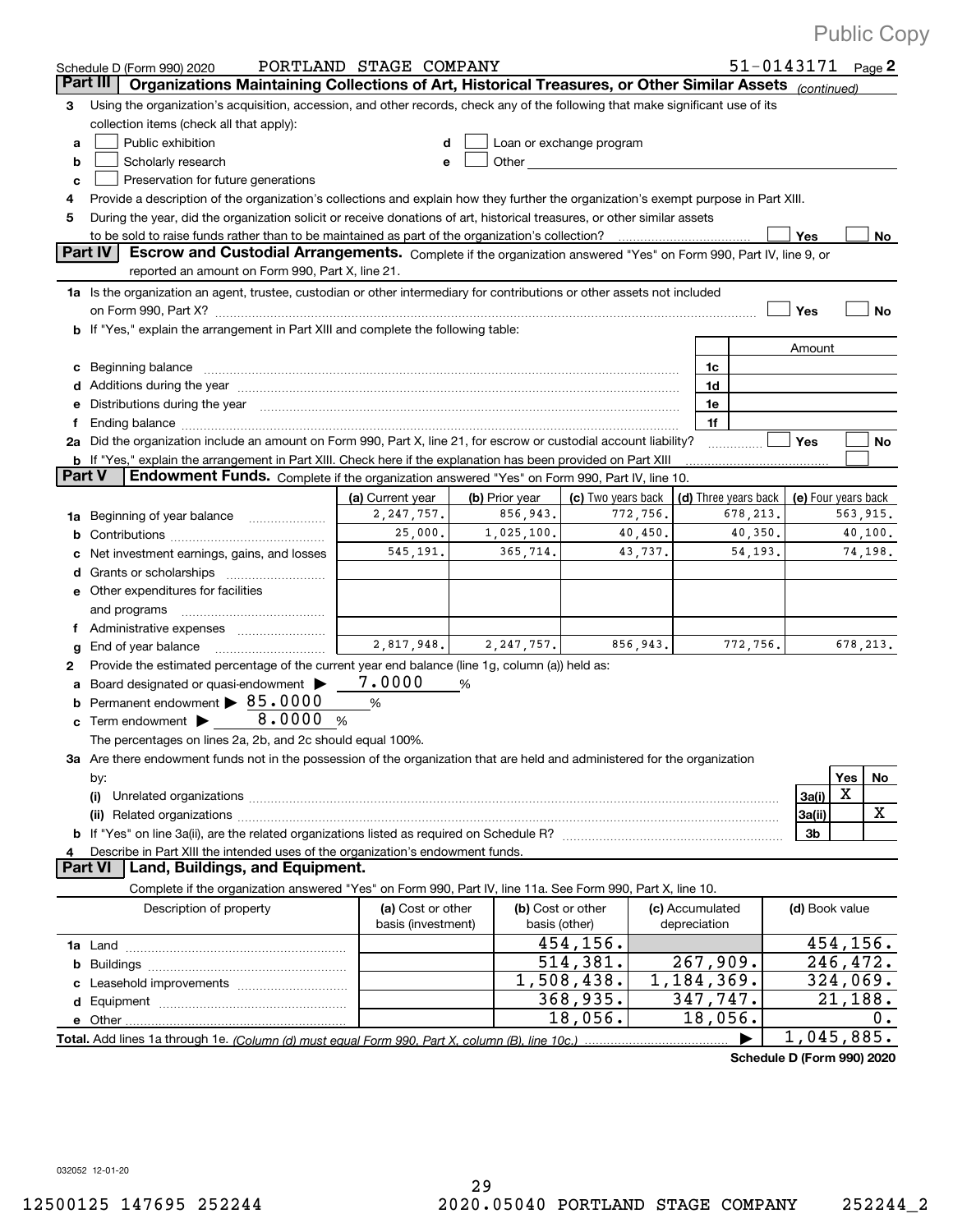Public Copy

Schedule D (Form 990) 2020 PORTLAND STAGE COMPANY 51-0143171 Page **2**

## Part III Organizations Maintaining Collections of Art, Historical Treasures, or Other Similar Assets *(continued)*

**3** Using the organization's acquisition, accession, and other records, check any of the following that make significant use of its collection items (check all that apply):

- **a** ☐ Public exhibition
- **b** ☐ Scholarly research
- **c** ☐ Preservation for future generations
- **d** ☐ Loan or exchange program
- **e** ☐ Other

**4** Provide a description of the organization's collections and explain how they further the organization's exempt purpose in Part XIII.

**5** During the year, did the organization solicit or receive donations of art, historical treasures, or other similar assets to be sold to raise funds rather than to be maintained as part of the organization's collection? ☐ Yes ☐ No

## Part IV Escrow and Custodial Arrangements.

Complete if the organization answered "Yes" on Form 990, Part IV, line 9, or reported an amount on Form 990, Part X, line 21.

**1a** Is the organization an agent, trustee, custodian or other intermediary for contributions or other assets not included on Form 990, Part X? ☐ Yes ☐ No

**b** If "Yes," explain the arrangement in Part XIII and complete the following table:

| | | Amount |
|---|---|---|
| **c** Beginning balance | 1c | |
| **d** Additions during the year | 1d | |
| **e** Distributions during the year | 1e | |
| **f** Ending balance | 1f | |

**2a** Did the organization include an amount on Form 990, Part X, line 21, for escrow or custodial account liability? ☐ Yes ☐ No

**b** If "Yes," explain the arrangement in Part XIII. Check here if the explanation has been provided on Part XIII ☐

## Part V Endowment Funds.

Complete if the organization answered "Yes" on Form 990, Part IV, line 10.

| | (a) Current year | (b) Prior year | (c) Two years back | (d) Three years back | (e) Four years back |
|---|---|---|---|---|---|
| **1a** Beginning of year balance | 2,247,757. | 856,943. | 772,756. | 678,213. | 563,915. |
| **b** Contributions | 25,000. | 1,025,100. | 40,450. | 40,350. | 40,100. |
| **c** Net investment earnings, gains, and losses | 545,191. | 365,714. | 43,737. | 54,193. | 74,198. |
| **d** Grants or scholarships | | | | | |
| **e** Other expenditures for facilities and programs | | | | | |
| **f** Administrative expenses | | | | | |
| **g** End of year balance | 2,817,948. | 2,247,757. | 856,943. | 772,756. | 678,213. |

**2** Provide the estimated percentage of the current year end balance (line 1g, column (a)) held as:

- **a** Board designated or quasi-endowment ▶ 7.0000 %
- **b** Permanent endowment ▶ 85.0000 %
- **c** Term endowment ▶ 8.0000 %

The percentages on lines 2a, 2b, and 2c should equal 100%.

**3a** Are there endowment funds not in the possession of the organization that are held and administered for the organization by:

| | | Yes | No |
|---|---|---|---|
| **(i)** Unrelated organizations | 3a(i) | X | |
| **(ii)** Related organizations | 3a(ii) | | X |
| **b** If "Yes" on line 3a(ii), are the related organizations listed as required on Schedule R? | 3b | | |

**4** Describe in Part XIII the intended uses of the organization's endowment funds.

## Part VI Land, Buildings, and Equipment.

Complete if the organization answered "Yes" on Form 990, Part IV, line 11a. See Form 990, Part X, line 10.

| Description of property | (a) Cost or other basis (investment) | (b) Cost or other basis (other) | (c) Accumulated depreciation | (d) Book value |
|---|---|---|---|---|
| **1a** Land | | 454,156. | | 454,156. |
| **b** Buildings | | 514,381. | 267,909. | 246,472. |
| **c** Leasehold improvements | | 1,508,438. | 1,184,369. | 324,069. |
| **d** Equipment | | 368,935. | 347,747. | 21,188. |
| **e** Other | | 18,056. | 18,056. | 0. |
| **Total.** Add lines 1a through 1e. *(Column (d) must equal Form 990, Part X, column (B), line 10c.)* | | | ▶ | 1,045,885. |

**Schedule D (Form 990) 2020**

032052 12-01-20

12500125 147695 252244 2020.05040 PORTLAND STAGE COMPANY 252244_2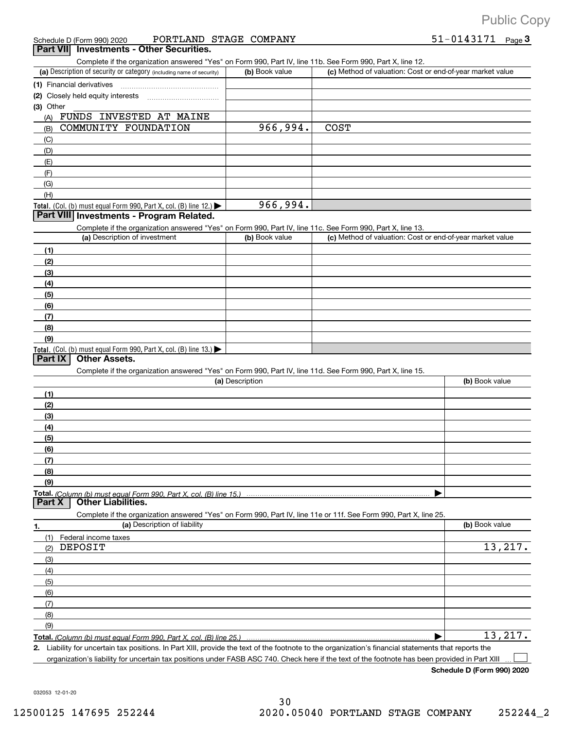Public Copy

Schedule D (Form 990) 2020 PORTLAND STAGE COMPANY 51-0143171 Page 3

## Part VII Investments - Other Securities.

Complete if the organization answered "Yes" on Form 990, Part IV, line 11b. See Form 990, Part X, line 12.

| (a) Description of security or category (including name of security) | (b) Book value | (c) Method of valuation: Cost or end-of-year market value |
|---|---|---|
| (1) Financial derivatives | | |
| (2) Closely held equity interests | | |
| (3) Other | | |
| (A) FUNDS INVESTED AT MAINE | | |
| (B) COMMUNITY FOUNDATION | 966,994. | COST |
| (C) | | |
| (D) | | |
| (E) | | |
| (F) | | |
| (G) | | |
| (H) | | |
| Total. (Col. (b) must equal Form 990, Part X, col. (B) line 12.) | 966,994. | |

## Part VIII Investments - Program Related.

Complete if the organization answered "Yes" on Form 990, Part IV, line 11c. See Form 990, Part X, line 13.

| (a) Description of investment | (b) Book value | (c) Method of valuation: Cost or end-of-year market value |
|---|---|---|
| (1) | | |
| (2) | | |
| (3) | | |
| (4) | | |
| (5) | | |
| (6) | | |
| (7) | | |
| (8) | | |
| (9) | | |
| Total. (Col. (b) must equal Form 990, Part X, col. (B) line 13.) | | |

## Part IX Other Assets.

Complete if the organization answered "Yes" on Form 990, Part IV, line 11d. See Form 990, Part X, line 15.

| (a) Description | (b) Book value |
|---|---|
| (1) | |
| (2) | |
| (3) | |
| (4) | |
| (5) | |
| (6) | |
| (7) | |
| (8) | |
| (9) | |
| Total. (Column (b) must equal Form 990, Part X, col. (B) line 15.) | |

## Part X Other Liabilities.

Complete if the organization answered "Yes" on Form 990, Part IV, line 11e or 11f. See Form 990, Part X, line 25.

| 1. (a) Description of liability | (b) Book value |
|---|---|
| (1) Federal income taxes | |
| (2) DEPOSIT | 13,217. |
| (3) | |
| (4) | |
| (5) | |
| (6) | |
| (7) | |
| (8) | |
| (9) | |
| Total. (Column (b) must equal Form 990, Part X, col. (B) line 25.) | 13,217. |

2. Liability for uncertain tax positions. In Part XIII, provide the text of the footnote to the organization's financial statements that reports the organization's liability for uncertain tax positions under FASB ASC 740. Check here if the text of the footnote has been provided in Part XIII ☐

Schedule D (Form 990) 2020

032053 12-01-20

12500125 147695 252244 2020.05040 PORTLAND STAGE COMPANY 252244_2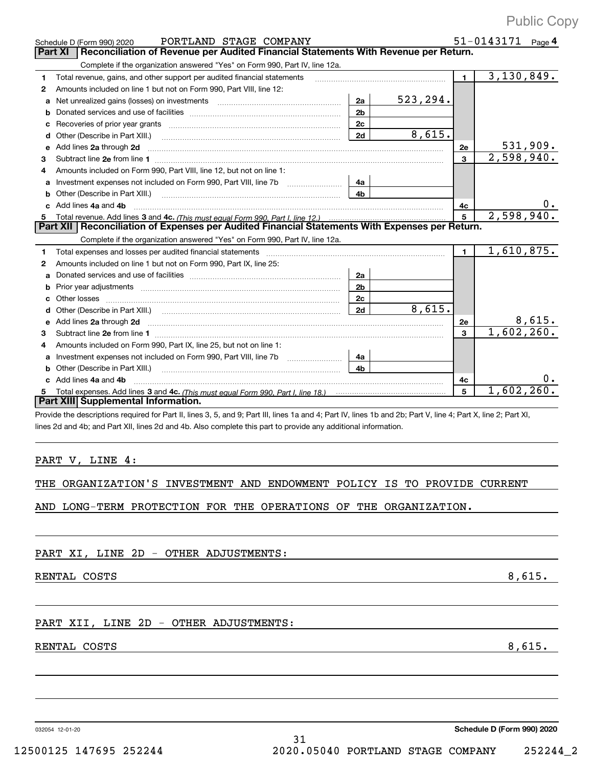Public Copy

Schedule D (Form 990) 2020 PORTLAND STAGE COMPANY 51-0143171 Page 4

## Part XI Reconciliation of Revenue per Audited Financial Statements With Revenue per Return.

Complete if the organization answered "Yes" on Form 990, Part IV, line 12a.

| | | | | | |
|---|---|---|---|---|---|
| 1 | Total revenue, gains, and other support per audited financial statements | | | 1 | 3,130,849. |
| 2 | Amounts included on line 1 but not on Form 990, Part VIII, line 12: | | | | |
| a | Net unrealized gains (losses) on investments | 2a | 523,294. | | |
| b | Donated services and use of facilities | 2b | | | |
| c | Recoveries of prior year grants | 2c | | | |
| d | Other (Describe in Part XIII.) | 2d | 8,615. | | |
| e | Add lines 2a through 2d | | | 2e | 531,909. |
| 3 | Subtract line 2e from line 1 | | | 3 | 2,598,940. |
| 4 | Amounts included on Form 990, Part VIII, line 12, but not on line 1: | | | | |
| a | Investment expenses not included on Form 990, Part VIII, line 7b | 4a | | | |
| b | Other (Describe in Part XIII.) | 4b | | | |
| c | Add lines 4a and 4b | | | 4c | 0. |
| 5 | Total revenue. Add lines 3 and 4c. *(This must equal Form 990, Part I, line 12.)* | | | 5 | 2,598,940. |

## Part XII Reconciliation of Expenses per Audited Financial Statements With Expenses per Return.

Complete if the organization answered "Yes" on Form 990, Part IV, line 12a.

| | | | | | |
|---|---|---|---|---|---|
| 1 | Total expenses and losses per audited financial statements | | | 1 | 1,610,875. |
| 2 | Amounts included on line 1 but not on Form 990, Part IX, line 25: | | | | |
| a | Donated services and use of facilities | 2a | | | |
| b | Prior year adjustments | 2b | | | |
| c | Other losses | 2c | | | |
| d | Other (Describe in Part XIII.) | 2d | 8,615. | | |
| e | Add lines 2a through 2d | | | 2e | 8,615. |
| 3 | Subtract line 2e from line 1 | | | 3 | 1,602,260. |
| 4 | Amounts included on Form 990, Part IX, line 25, but not on line 1: | | | | |
| a | Investment expenses not included on Form 990, Part VIII, line 7b | 4a | | | |
| b | Other (Describe in Part XIII.) | 4b | | | |
| c | Add lines 4a and 4b | | | 4c | 0. |
| 5 | Total expenses. Add lines 3 and 4c. *(This must equal Form 990, Part I, line 18.)* | | | 5 | 1,602,260. |

## Part XIII Supplemental Information.

Provide the descriptions required for Part II, lines 3, 5, and 9; Part III, lines 1a and 4; Part IV, lines 1b and 2b; Part V, line 4; Part X, line 2; Part XI, lines 2d and 4b; and Part XII, lines 2d and 4b. Also complete this part to provide any additional information.

PART V, LINE 4:

THE ORGANIZATION'S INVESTMENT AND ENDOWMENT POLICY IS TO PROVIDE CURRENT AND LONG-TERM PROTECTION FOR THE OPERATIONS OF THE ORGANIZATION.

PART XI, LINE 2D - OTHER ADJUSTMENTS:

RENTAL COSTS 8,615.

PART XII, LINE 2D - OTHER ADJUSTMENTS:

RENTAL COSTS 8,615.

032054 12-01-20 Schedule D (Form 990) 2020

12500125 147695 252244 2020.05040 PORTLAND STAGE COMPANY 252244_2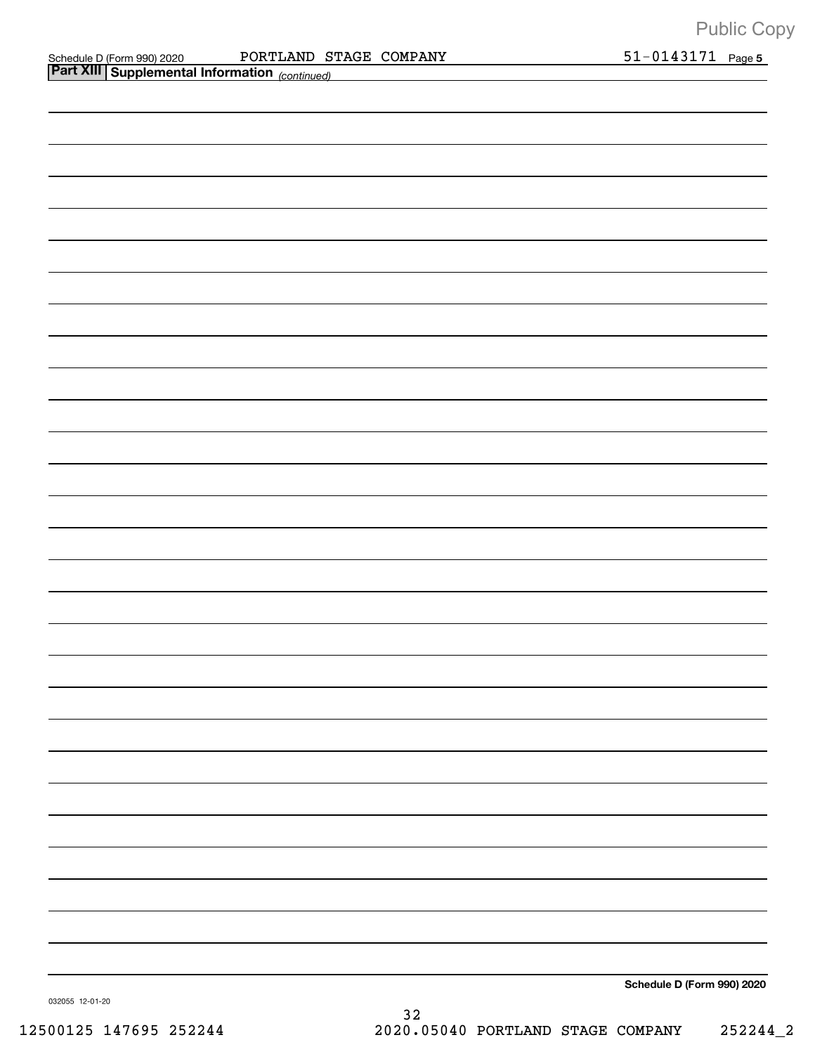Public Copy

Schedule D (Form 990) 2020 PORTLAND STAGE COMPANY 51-0143171 Page **5**

**Part XIII** **Supplemental Information** *(continued)*

**Schedule D (Form 990) 2020**

032055 12-01-20

12500125 147695 252244 2020.05040 PORTLAND STAGE COMPANY 252244_2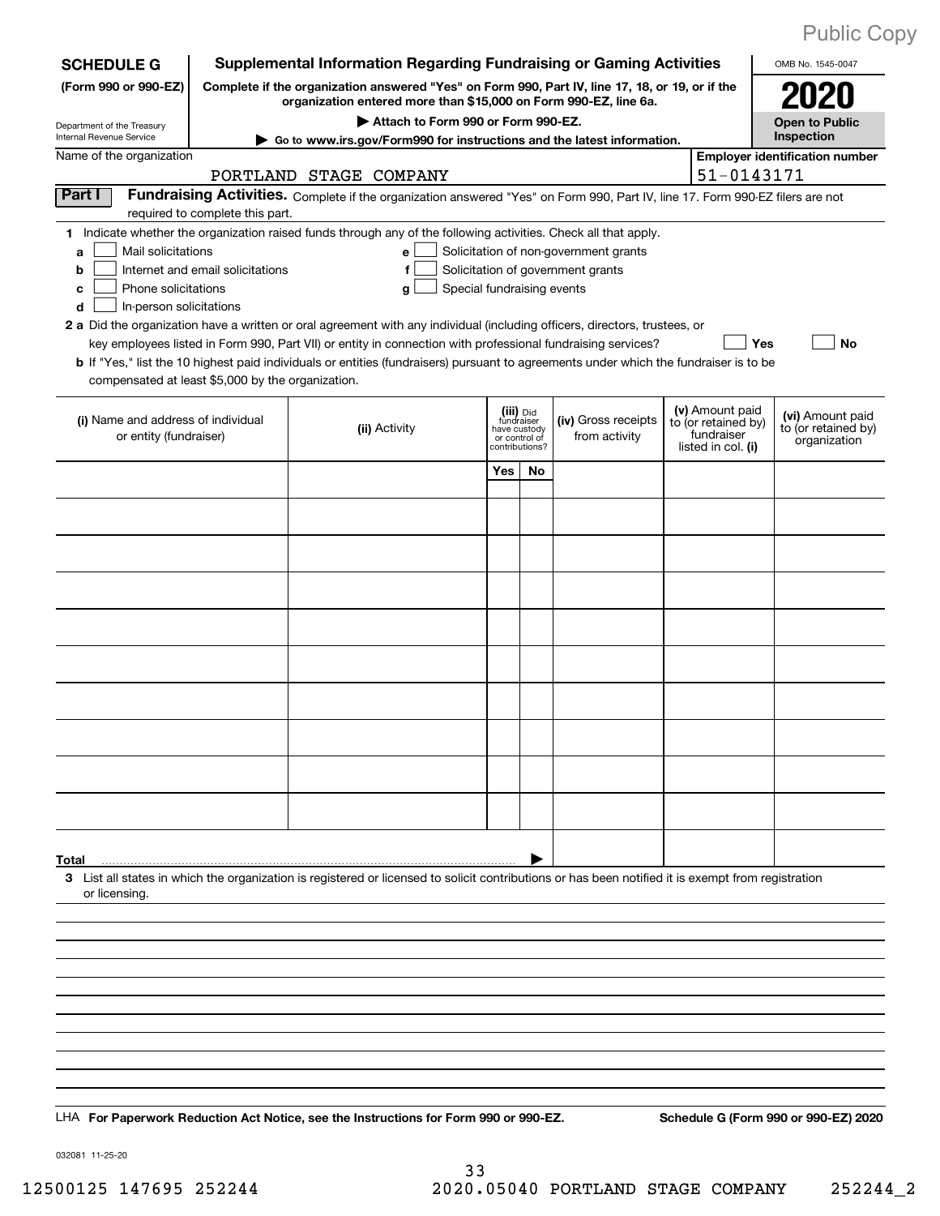Public Copy

**SCHEDULE G (Form 990 or 990-EZ)**

Department of the Treasury
Internal Revenue Service

# Supplemental Information Regarding Fundraising or Gaming Activities

**Complete if the organization answered "Yes" on Form 990, Part IV, line 17, 18, or 19, or if the organization entered more than $15,000 on Form 990-EZ, line 6a.**

**▶ Attach to Form 990 or Form 990-EZ.**

**▶ Go to www.irs.gov/Form990 for instructions and the latest information.**

OMB No. 1545-0047

**2020**

**Open to Public Inspection**

Name of the organization: PORTLAND STAGE COMPANY

Employer identification number: 51-0143171

**Part I** **Fundraising Activities.** Complete if the organization answered "Yes" on Form 990, Part IV, line 17. Form 990-EZ filers are not required to complete this part.

1 Indicate whether the organization raised funds through any of the following activities. Check all that apply.

- a ☐ Mail solicitations
- b ☐ Internet and email solicitations
- c ☐ Phone solicitations
- d ☐ In-person solicitations
- e ☐ Solicitation of non-government grants
- f ☐ Solicitation of government grants
- g ☐ Special fundraising events

**2 a** Did the organization have a written or oral agreement with any individual (including officers, directors, trustees, or key employees listed in Form 990, Part VII) or entity in connection with professional fundraising services? ☐ Yes ☐ No

**b** If "Yes," list the 10 highest paid individuals or entities (fundraisers) pursuant to agreements under which the fundraiser is to be compensated at least $5,000 by the organization.

| (i) Name and address of individual or entity (fundraiser) | (ii) Activity | (iii) Did fundraiser have custody or control of contributions? | | (iv) Gross receipts from activity | (v) Amount paid to (or retained by) fundraiser listed in col. (i) | (vi) Amount paid to (or retained by) organization |
|---|---|---|---|---|---|---|
| | | Yes | No | | | |
| | | | | | | |
| | | | | | | |
| | | | | | | |
| | | | | | | |
| | | | | | | |
| | | | | | | |
| | | | | | | |
| | | | | | | |
| | | | | | | |
| | | | | | | |
| **Total** ▶ | | | | | | |

3 List all states in which the organization is registered or licensed to solicit contributions or has been notified it is exempt from registration or licensing.

LHA **For Paperwork Reduction Act Notice, see the Instructions for Form 990 or 990-EZ.** **Schedule G (Form 990 or 990-EZ) 2020**

032081 11-25-20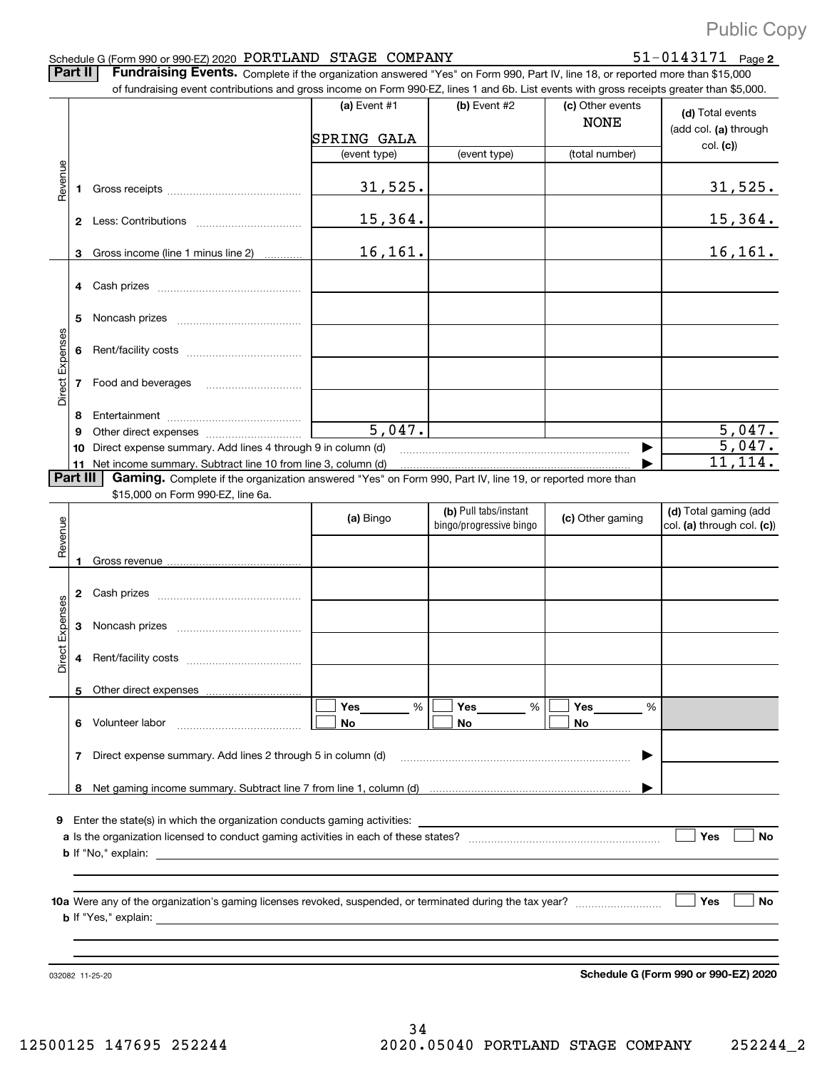Public Copy

Schedule G (Form 990 or 990-EZ) 2020 PORTLAND STAGE COMPANY 51-0143171 Page 2

**Part II** **Fundraising Events.** Complete if the organization answered "Yes" on Form 990, Part IV, line 18, or reported more than $15,000 of fundraising event contributions and gross income on Form 990-EZ, lines 1 and 6b. List events with gross receipts greater than $5,000.

| | | (a) Event #1 | (b) Event #2 | (c) Other events | (d) Total events (add col. (a) through col. (c)) |
|---|---|---|---|---|---|
| | | SPRING GALA | | NONE | |
| | | (event type) | (event type) | (total number) | |
| Revenue | 1 Gross receipts | 31,525. | | | 31,525. |
| | 2 Less: Contributions | 15,364. | | | 15,364. |
| | 3 Gross income (line 1 minus line 2) | 16,161. | | | 16,161. |
| Direct Expenses | 4 Cash prizes | | | | |
| | 5 Noncash prizes | | | | |
| | 6 Rent/facility costs | | | | |
| | 7 Food and beverages | | | | |
| | 8 Entertainment | | | | |
| | 9 Other direct expenses | 5,047. | | | 5,047. |
| | 10 Direct expense summary. Add lines 4 through 9 in column (d) | | | ▶ | 5,047. |
| | 11 Net income summary. Subtract line 10 from line 3, column (d) | | | ▶ | 11,114. |

**Part III** **Gaming.** Complete if the organization answered "Yes" on Form 990, Part IV, line 19, or reported more than $15,000 on Form 990-EZ, line 6a.

| | | (a) Bingo | (b) Pull tabs/instant bingo/progressive bingo | (c) Other gaming | (d) Total gaming (add col. (a) through col. (c)) |
|---|---|---|---|---|---|
| Revenue | 1 Gross revenue | | | | |
| Direct Expenses | 2 Cash prizes | | | | |
| | 3 Noncash prizes | | | | |
| | 4 Rent/facility costs | | | | |
| | 5 Other direct expenses | | | | |
| | 6 Volunteer labor | ☐ Yes ____ % ☐ No | ☐ Yes ____ % ☐ No | ☐ Yes ____ % ☐ No | |
| | 7 Direct expense summary. Add lines 2 through 5 in column (d) | | | ▶ | |
| | 8 Net gaming income summary. Subtract line 7 from line 1, column (d) | | | ▶ | |

**9** Enter the state(s) in which the organization conducts gaming activities: ____________

**a** Is the organization licensed to conduct gaming activities in each of these states? ☐ Yes ☐ No

**b** If "No," explain: ____________

**10a** Were any of the organization's gaming licenses revoked, suspended, or terminated during the tax year? ☐ Yes ☐ No

**b** If "Yes," explain: ____________

032082 11-25-20 **Schedule G (Form 990 or 990-EZ) 2020**

12500125 147695 252244 2020.05040 PORTLAND STAGE COMPANY 252244_2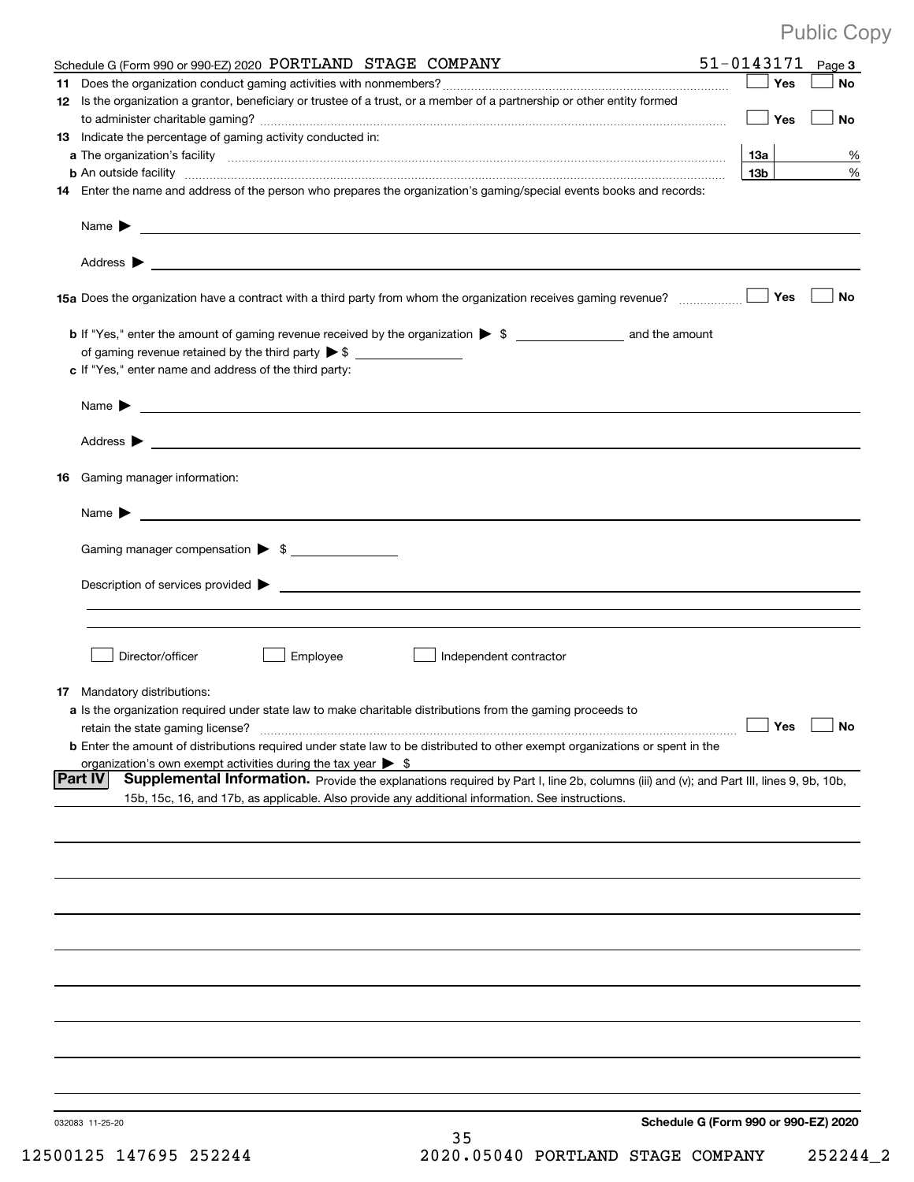Public Copy

Schedule G (Form 990 or 990-EZ) 2020 PORTLAND STAGE COMPANY 51-0143171 Page 3

**11** Does the organization conduct gaming activities with nonmembers? ☐ Yes ☐ No

**12** Is the organization a grantor, beneficiary or trustee of a trust, or a member of a partnership or other entity formed to administer charitable gaming? ☐ Yes ☐ No

**13** Indicate the percentage of gaming activity conducted in:

**a** The organization's facility **13a** %

**b** An outside facility **13b** %

**14** Enter the name and address of the person who prepares the organization's gaming/special events books and records:

Name ▶

Address ▶

**15a** Does the organization have a contract with a third party from whom the organization receives gaming revenue? ☐ Yes ☐ No

**b** If "Yes," enter the amount of gaming revenue received by the organization ▶ $ ________ and the amount of gaming revenue retained by the third party ▶ $ ________

**c** If "Yes," enter name and address of the third party:

Name ▶

Address ▶

**16** Gaming manager information:

Name ▶

Gaming manager compensation ▶ $

Description of services provided ▶

☐ Director/officer ☐ Employee ☐ Independent contractor

**17** Mandatory distributions:

**a** Is the organization required under state law to make charitable distributions from the gaming proceeds to retain the state gaming license? ☐ Yes ☐ No

**b** Enter the amount of distributions required under state law to be distributed to other exempt organizations or spent in the organization's own exempt activities during the tax year ▶ $

**Part IV** **Supplemental Information.** Provide the explanations required by Part I, line 2b, columns (iii) and (v); and Part III, lines 9, 9b, 10b, 15b, 15c, 16, and 17b, as applicable. Also provide any additional information. See instructions.

032083 11-25-20 **Schedule G (Form 990 or 990-EZ) 2020**

12500125 147695 252244 2020.05040 PORTLAND STAGE COMPANY 252244_2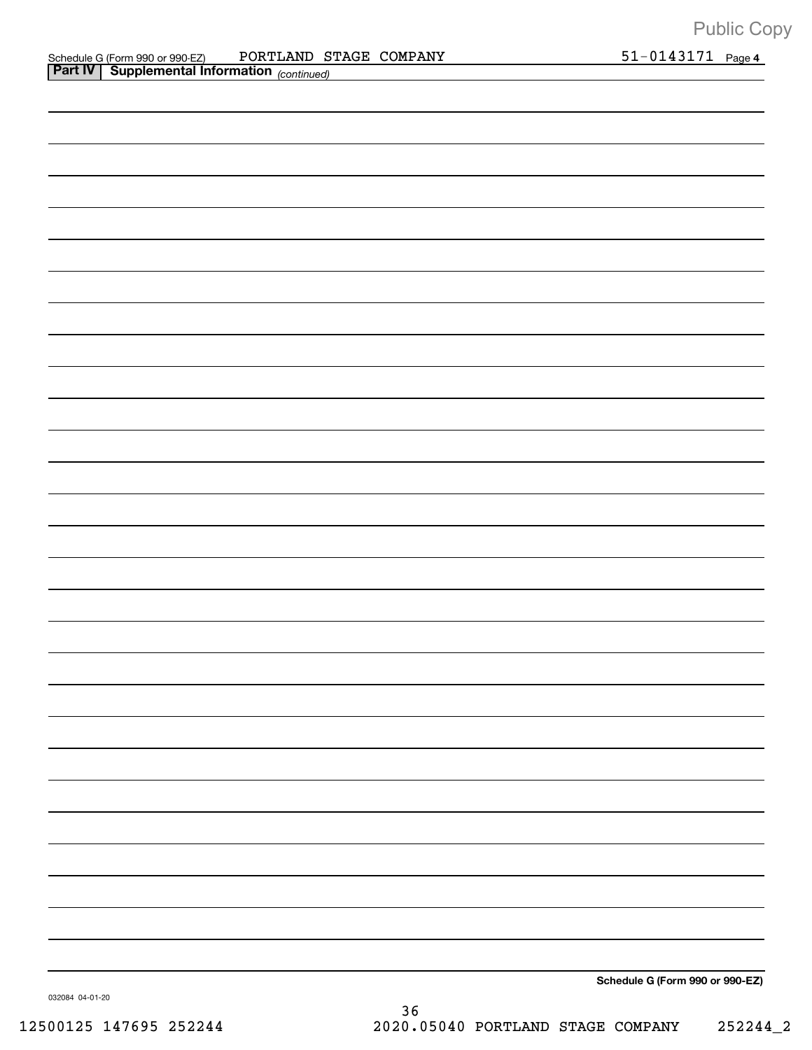Schedule G (Form 990 or 990-EZ) PORTLAND STAGE COMPANY 51-0143171 Page 4

**Part IV | Supplemental Information** *(continued)*

**Schedule G (Form 990 or 990-EZ)**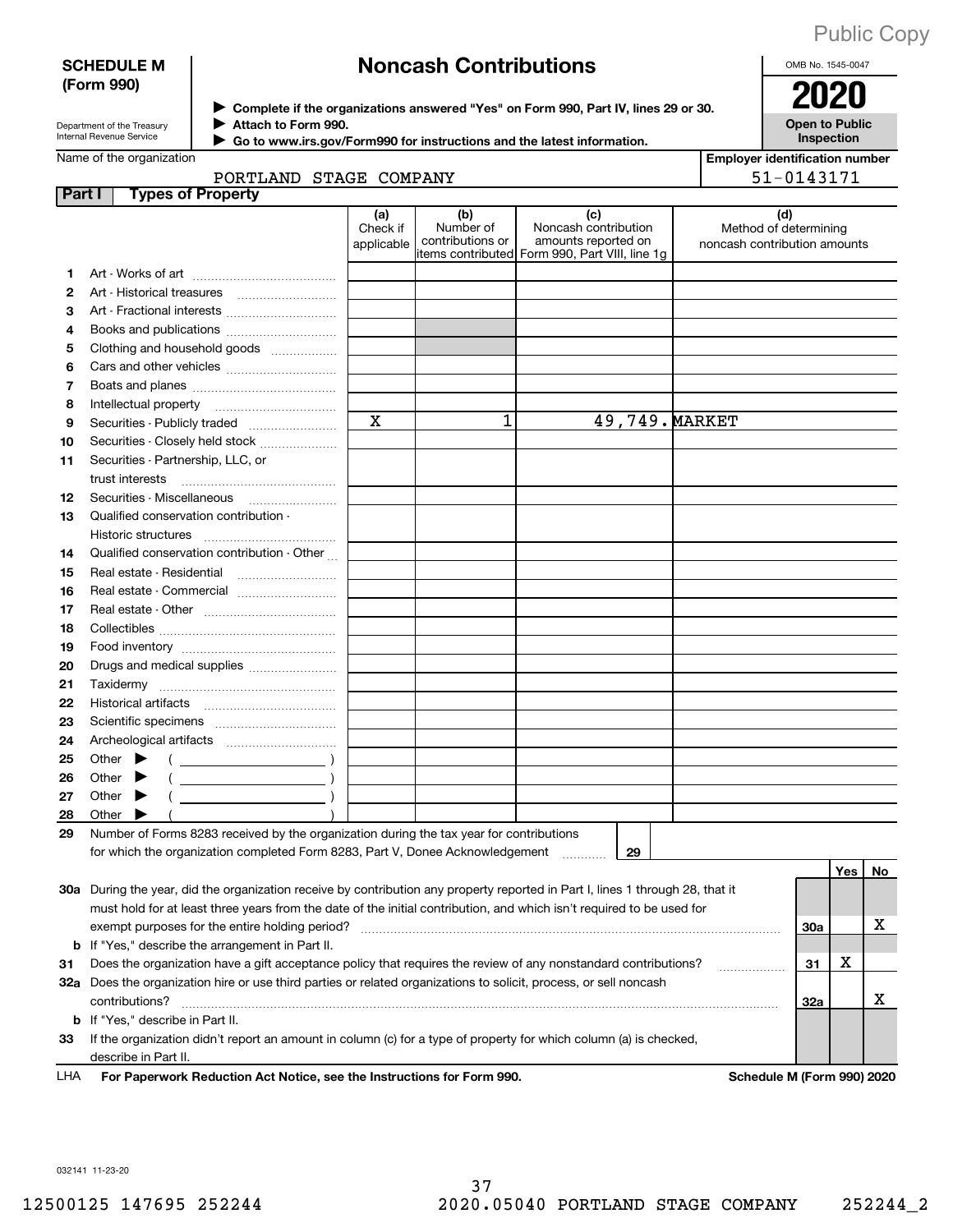Public Copy

**SCHEDULE M (Form 990)**

Department of the Treasury
Internal Revenue Service

# Noncash Contributions

▶ Complete if the organizations answered "Yes" on Form 990, Part IV, lines 29 or 30.
▶ Attach to Form 990.
▶ Go to www.irs.gov/Form990 for instructions and the latest information.

OMB No. 1545-0047

**2020**

**Open to Public Inspection**

Name of the organization: PORTLAND STAGE COMPANY

Employer identification number: 51-0143171

## Part I Types of Property

| | | (a) Check if applicable | (b) Number of contributions or items contributed | (c) Noncash contribution amounts reported on Form 990, Part VIII, line 1g | (d) Method of determining noncash contribution amounts |
|---|---|---|---|---|---|
| 1 | Art - Works of art | | | | |
| 2 | Art - Historical treasures | | | | |
| 3 | Art - Fractional interests | | | | |
| 4 | Books and publications | | | | |
| 5 | Clothing and household goods | | | | |
| 6 | Cars and other vehicles | | | | |
| 7 | Boats and planes | | | | |
| 8 | Intellectual property | | | | |
| 9 | Securities - Publicly traded | X | 1 | 49,749. | MARKET |
| 10 | Securities - Closely held stock | | | | |
| 11 | Securities - Partnership, LLC, or trust interests | | | | |
| 12 | Securities - Miscellaneous | | | | |
| 13 | Qualified conservation contribution - Historic structures | | | | |
| 14 | Qualified conservation contribution - Other | | | | |
| 15 | Real estate - Residential | | | | |
| 16 | Real estate - Commercial | | | | |
| 17 | Real estate - Other | | | | |
| 18 | Collectibles | | | | |
| 19 | Food inventory | | | | |
| 20 | Drugs and medical supplies | | | | |
| 21 | Taxidermy | | | | |
| 22 | Historical artifacts | | | | |
| 23 | Scientific specimens | | | | |
| 24 | Archeological artifacts | | | | |
| 25 | Other ▶ ( ) | | | | |
| 26 | Other ▶ ( ) | | | | |
| 27 | Other ▶ ( ) | | | | |
| 28 | Other ▶ ( ) | | | | |

29 Number of Forms 8283 received by the organization during the tax year for contributions for which the organization completed Form 8283, Part V, Donee Acknowledgement ..... 29

| | | | Yes | No |
|---|---|---|---|---|
| 30a | During the year, did the organization receive by contribution any property reported in Part I, lines 1 through 28, that it must hold for at least three years from the date of the initial contribution, and which isn't required to be used for exempt purposes for the entire holding period? | 30a | | X |
| b | If "Yes," describe the arrangement in Part II. | | | |
| 31 | Does the organization have a gift acceptance policy that requires the review of any nonstandard contributions? | 31 | X | |
| 32a | Does the organization hire or use third parties or related organizations to solicit, process, or sell noncash contributions? | 32a | | X |
| b | If "Yes," describe in Part II. | | | |
| 33 | If the organization didn't report an amount in column (c) for a type of property for which column (a) is checked, describe in Part II. | | | |

LHA For Paperwork Reduction Act Notice, see the Instructions for Form 990. Schedule M (Form 990) 2020

032141 11-23-20

12500125 147695 252244 2020.05040 PORTLAND STAGE COMPANY 252244_2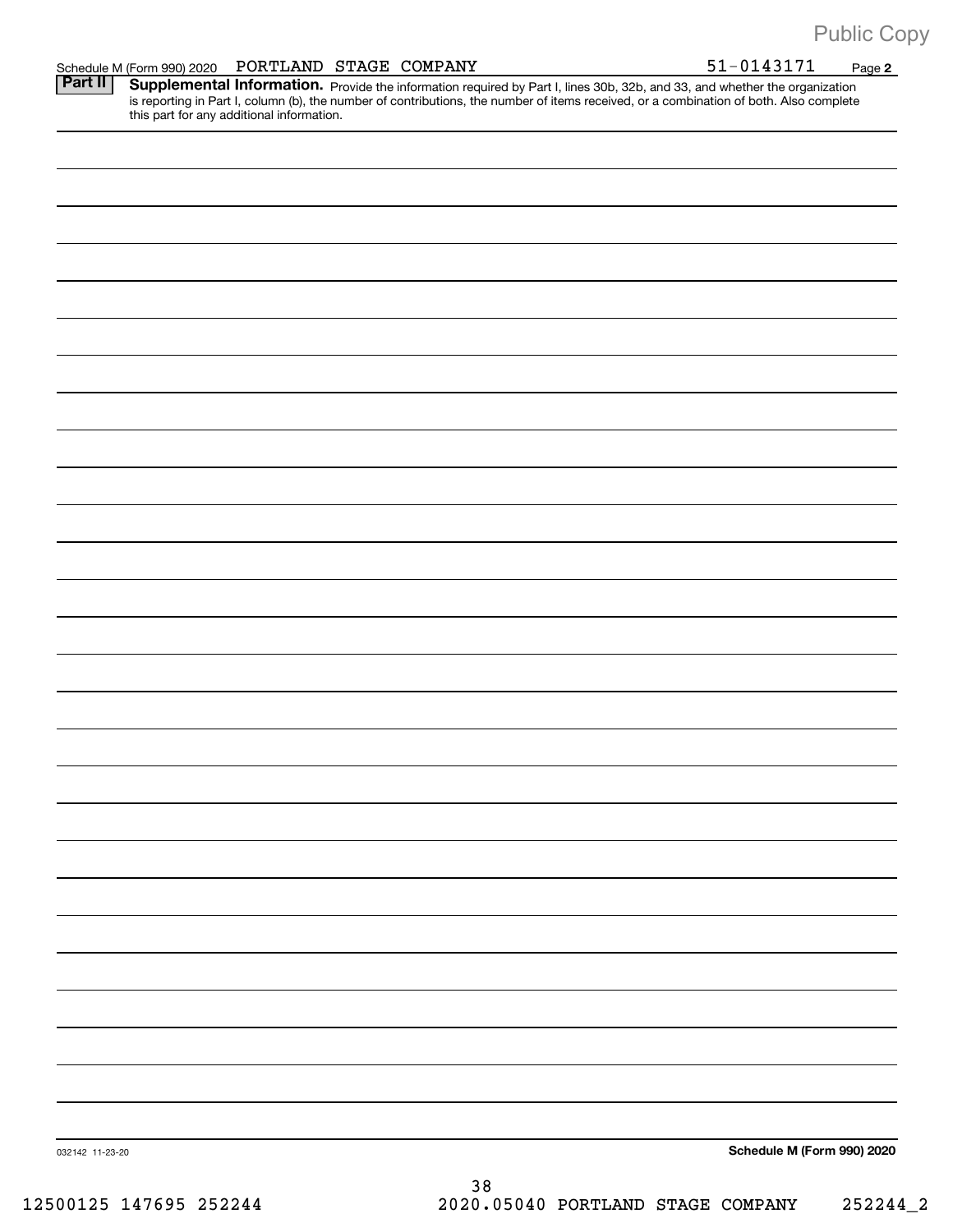Public Copy

Schedule M (Form 990) 2020 PORTLAND STAGE COMPANY 51-0143171 Page **2**

**Part II** **Supplemental Information.** Provide the information required by Part I, lines 30b, 32b, and 33, and whether the organization is reporting in Part I, column (b), the number of contributions, the number of items received, or a combination of both. Also complete this part for any additional information.

032142 11-23-20 **Schedule M (Form 990) 2020**

38

12500125 147695 252244 2020.05040 PORTLAND STAGE COMPANY 252244_2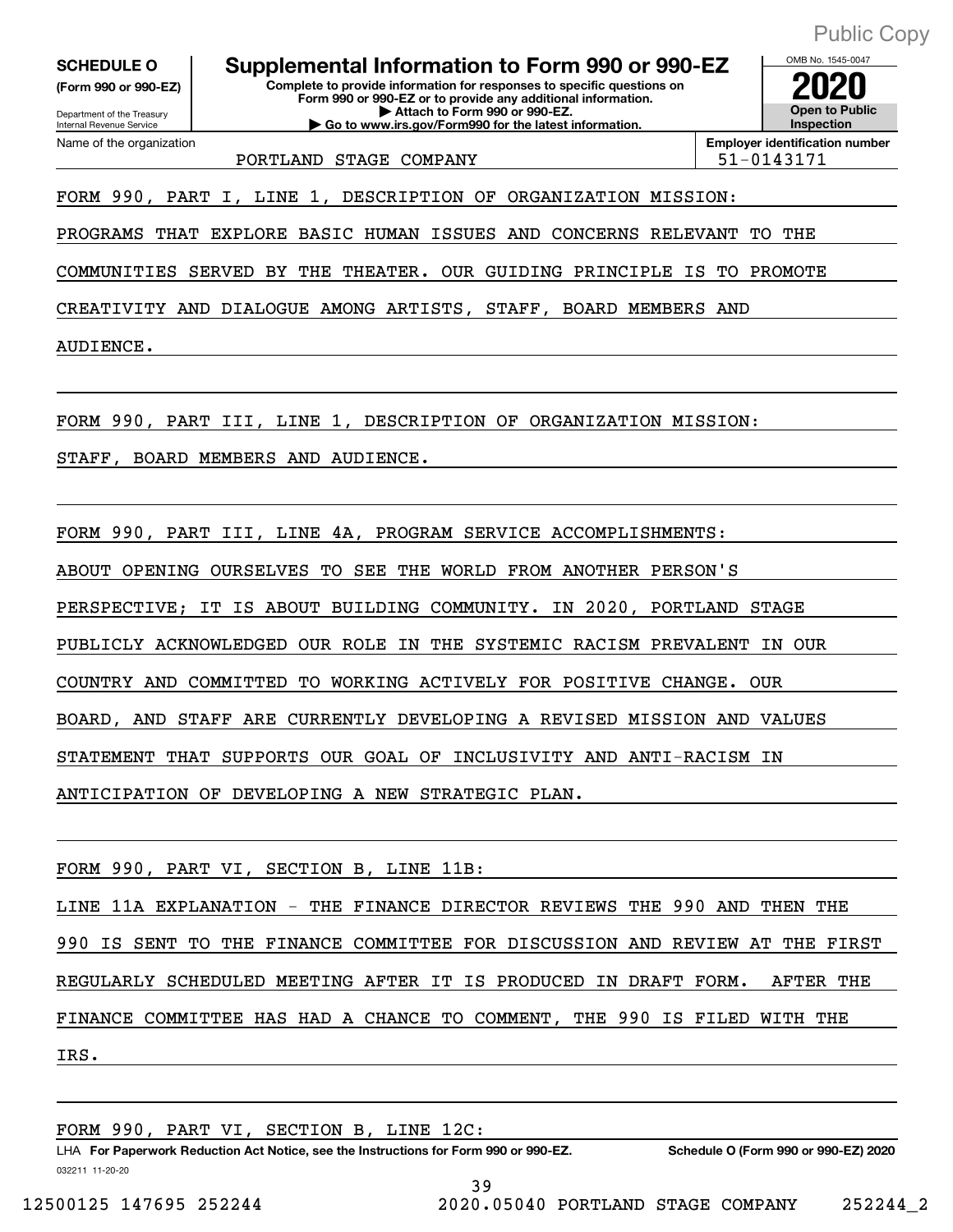Public Copy

**SCHEDULE O**
**(Form 990 or 990-EZ)**

Department of the Treasury
Internal Revenue Service

# Supplemental Information to Form 990 or 990-EZ

**Complete to provide information for responses to specific questions on Form 990 or 990-EZ or to provide any additional information.**
**▶ Attach to Form 990 or 990-EZ.**
**▶ Go to www.irs.gov/Form990 for the latest information.**

OMB No. 1545-0047

**2020**

**Open to Public Inspection**

| Name of the organization | Employer identification number |
|---|---|
| PORTLAND STAGE COMPANY | 51-0143171 |

FORM 990, PART I, LINE 1, DESCRIPTION OF ORGANIZATION MISSION:

PROGRAMS THAT EXPLORE BASIC HUMAN ISSUES AND CONCERNS RELEVANT TO THE COMMUNITIES SERVED BY THE THEATER. OUR GUIDING PRINCIPLE IS TO PROMOTE CREATIVITY AND DIALOGUE AMONG ARTISTS, STAFF, BOARD MEMBERS AND AUDIENCE.

FORM 990, PART III, LINE 1, DESCRIPTION OF ORGANIZATION MISSION:

STAFF, BOARD MEMBERS AND AUDIENCE.

FORM 990, PART III, LINE 4A, PROGRAM SERVICE ACCOMPLISHMENTS:

ABOUT OPENING OURSELVES TO SEE THE WORLD FROM ANOTHER PERSON'S PERSPECTIVE; IT IS ABOUT BUILDING COMMUNITY. IN 2020, PORTLAND STAGE PUBLICLY ACKNOWLEDGED OUR ROLE IN THE SYSTEMIC RACISM PREVALENT IN OUR COUNTRY AND COMMITTED TO WORKING ACTIVELY FOR POSITIVE CHANGE. OUR BOARD, AND STAFF ARE CURRENTLY DEVELOPING A REVISED MISSION AND VALUES STATEMENT THAT SUPPORTS OUR GOAL OF INCLUSIVITY AND ANTI-RACISM IN ANTICIPATION OF DEVELOPING A NEW STRATEGIC PLAN.

FORM 990, PART VI, SECTION B, LINE 11B:

LINE 11A EXPLANATION - THE FINANCE DIRECTOR REVIEWS THE 990 AND THEN THE 990 IS SENT TO THE FINANCE COMMITTEE FOR DISCUSSION AND REVIEW AT THE FIRST REGULARLY SCHEDULED MEETING AFTER IT IS PRODUCED IN DRAFT FORM. AFTER THE FINANCE COMMITTEE HAS HAD A CHANCE TO COMMENT, THE 990 IS FILED WITH THE IRS.

FORM 990, PART VI, SECTION B, LINE 12C:

LHA **For Paperwork Reduction Act Notice, see the Instructions for Form 990 or 990-EZ.** **Schedule O (Form 990 or 990-EZ) 2020**

032211 11-20-20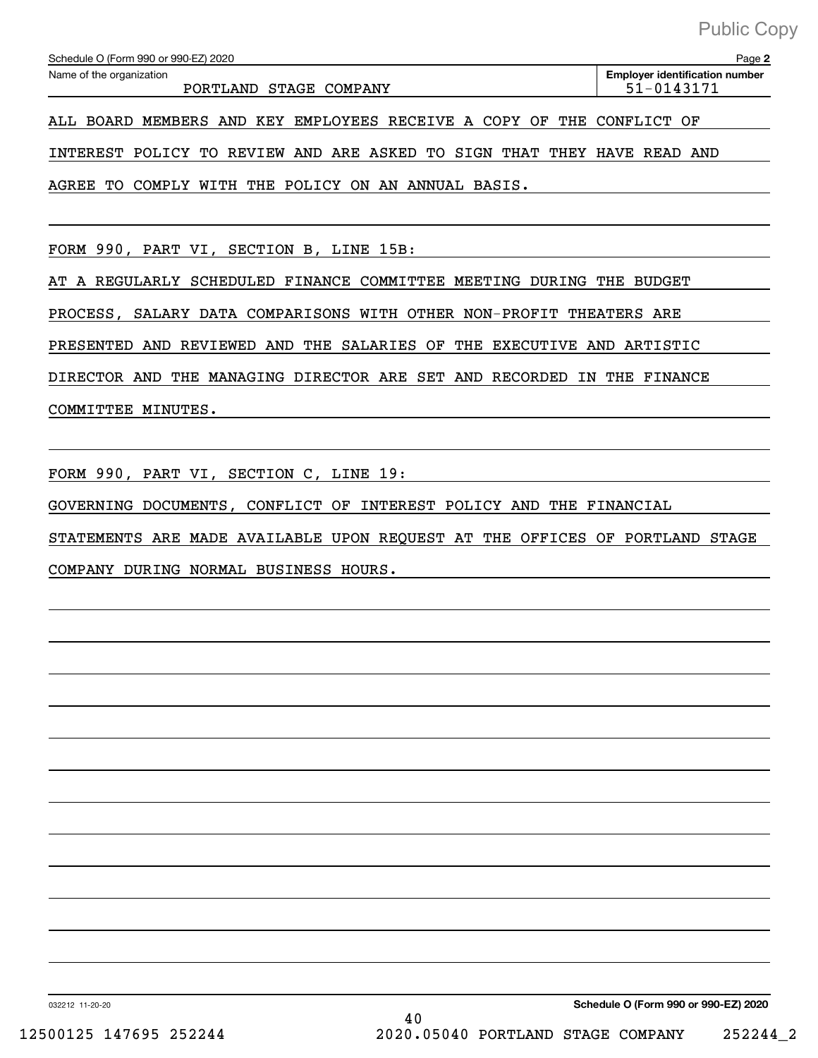Public Copy

Schedule O (Form 990 or 990-EZ) 2020

Name of the organization: PORTLAND STAGE COMPANY

Employer identification number: 51-0143171

ALL BOARD MEMBERS AND KEY EMPLOYEES RECEIVE A COPY OF THE CONFLICT OF INTEREST POLICY TO REVIEW AND ARE ASKED TO SIGN THAT THEY HAVE READ AND AGREE TO COMPLY WITH THE POLICY ON AN ANNUAL BASIS.

FORM 990, PART VI, SECTION B, LINE 15B:

AT A REGULARLY SCHEDULED FINANCE COMMITTEE MEETING DURING THE BUDGET PROCESS, SALARY DATA COMPARISONS WITH OTHER NON-PROFIT THEATERS ARE PRESENTED AND REVIEWED AND THE SALARIES OF THE EXECUTIVE AND ARTISTIC DIRECTOR AND THE MANAGING DIRECTOR ARE SET AND RECORDED IN THE FINANCE COMMITTEE MINUTES.

FORM 990, PART VI, SECTION C, LINE 19:

GOVERNING DOCUMENTS, CONFLICT OF INTEREST POLICY AND THE FINANCIAL STATEMENTS ARE MADE AVAILABLE UPON REQUEST AT THE OFFICES OF PORTLAND STAGE COMPANY DURING NORMAL BUSINESS HOURS.

032212 11-20-20

Schedule O (Form 990 or 990-EZ) 2020

12500125 147695 252244 2020.05040 PORTLAND STAGE COMPANY 252244_2